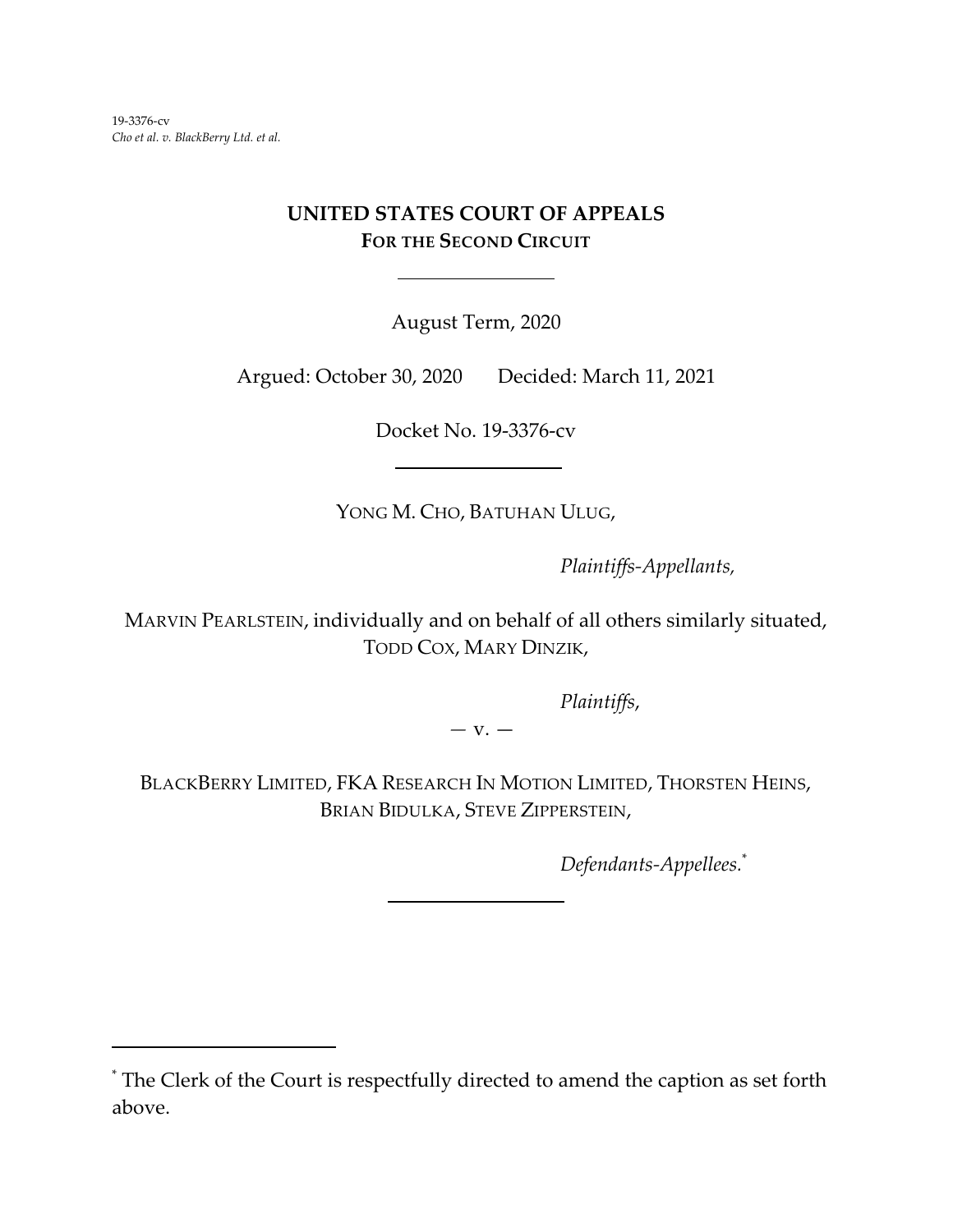19-3376-cv
*Cho et al. v. BlackBerry Ltd. et al.*

**UNITED STATES COURT OF APPEALS**
**FOR THE SECOND CIRCUIT**

August Term, 2020

Argued: October 30, 2020 Decided: March 11, 2021

Docket No. 19-3376-cv

YONG M. CHO, BATUHAN ULUG,

*Plaintiffs-Appellants,*

MARVIN PEARLSTEIN, individually and on behalf of all others similarly situated, TODD COX, MARY DINZIK,

*Plaintiffs,*

— v. —

BLACKBERRY LIMITED, FKA RESEARCH IN MOTION LIMITED, THORSTEN HEINS, BRIAN BIDULKA, STEVE ZIPPERSTEIN,

*Defendants-Appellees.*[*]

[*] The Clerk of the Court is respectfully directed to amend the caption as set forth above.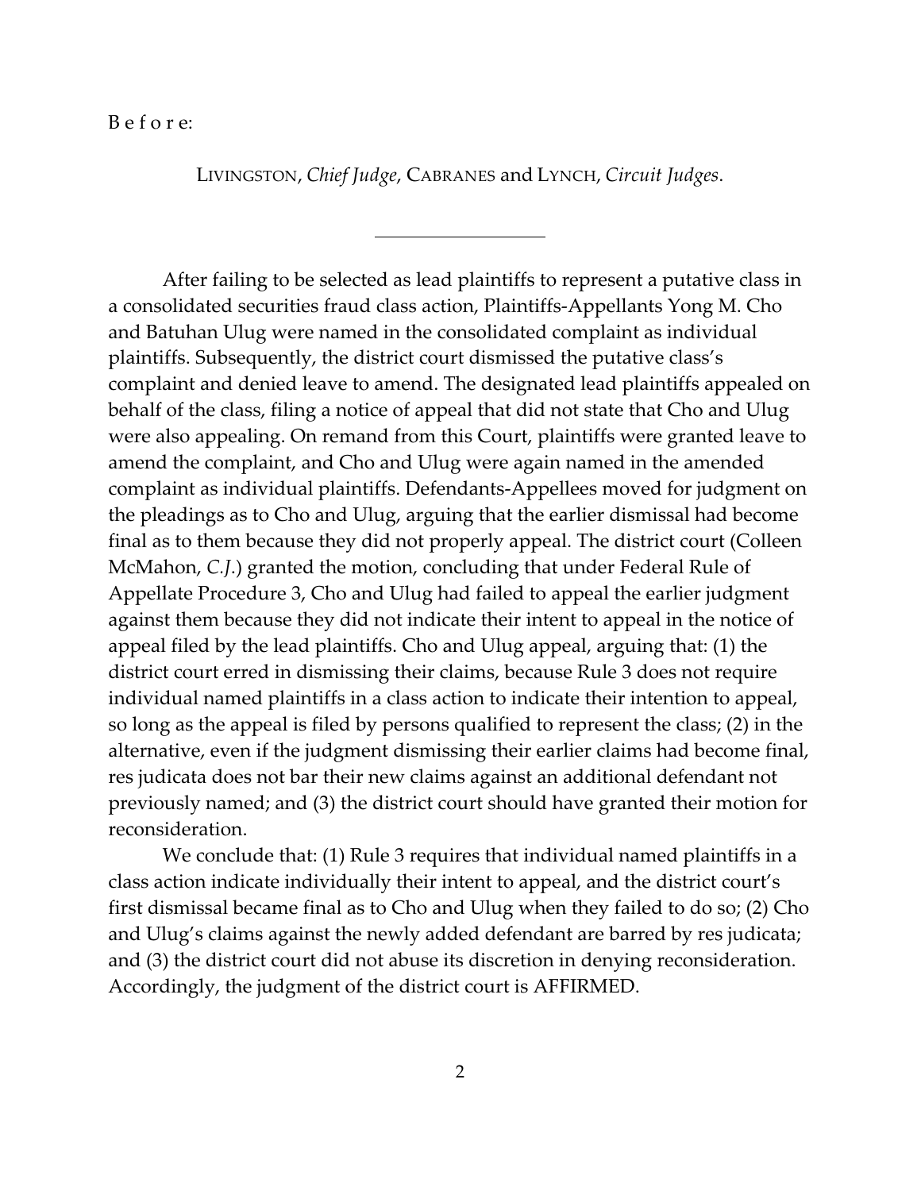B e f o r e:

LIVINGSTON, *Chief Judge*, CABRANES and LYNCH, *Circuit Judges*.

---

After failing to be selected as lead plaintiffs to represent a putative class in a consolidated securities fraud class action, Plaintiffs-Appellants Yong M. Cho and Batuhan Ulug were named in the consolidated complaint as individual plaintiffs. Subsequently, the district court dismissed the putative class's complaint and denied leave to amend. The designated lead plaintiffs appealed on behalf of the class, filing a notice of appeal that did not state that Cho and Ulug were also appealing. On remand from this Court, plaintiffs were granted leave to amend the complaint, and Cho and Ulug were again named in the amended complaint as individual plaintiffs. Defendants-Appellees moved for judgment on the pleadings as to Cho and Ulug, arguing that the earlier dismissal had become final as to them because they did not properly appeal. The district court (Colleen McMahon, *C.J.*) granted the motion, concluding that under Federal Rule of Appellate Procedure 3, Cho and Ulug had failed to appeal the earlier judgment against them because they did not indicate their intent to appeal in the notice of appeal filed by the lead plaintiffs. Cho and Ulug appeal, arguing that: (1) the district court erred in dismissing their claims, because Rule 3 does not require individual named plaintiffs in a class action to indicate their intention to appeal, so long as the appeal is filed by persons qualified to represent the class; (2) in the alternative, even if the judgment dismissing their earlier claims had become final, res judicata does not bar their new claims against an additional defendant not previously named; and (3) the district court should have granted their motion for reconsideration.

We conclude that: (1) Rule 3 requires that individual named plaintiffs in a class action indicate individually their intent to appeal, and the district court's first dismissal became final as to Cho and Ulug when they failed to do so; (2) Cho and Ulug's claims against the newly added defendant are barred by res judicata; and (3) the district court did not abuse its discretion in denying reconsideration. Accordingly, the judgment of the district court is AFFIRMED.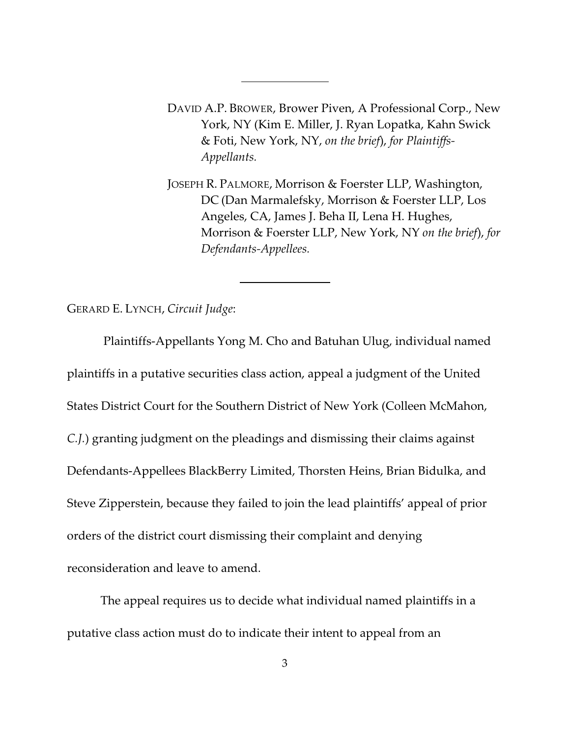---

DAVID A.P. BROWER, Brower Piven, A Professional Corp., New York, NY (Kim E. Miller, J. Ryan Lopatka, Kahn Swick & Foti, New York, NY, *on the brief*), *for Plaintiffs-Appellants.*

JOSEPH R. PALMORE, Morrison & Foerster LLP, Washington, DC (Dan Marmalefsky, Morrison & Foerster LLP, Los Angeles, CA, James J. Beha II, Lena H. Hughes, Morrison & Foerster LLP, New York, NY *on the brief*), *for Defendants-Appellees.*

---

GERARD E. LYNCH, *Circuit Judge*:

Plaintiffs-Appellants Yong M. Cho and Batuhan Ulug, individual named plaintiffs in a putative securities class action, appeal a judgment of the United States District Court for the Southern District of New York (Colleen McMahon, *C.J.*) granting judgment on the pleadings and dismissing their claims against Defendants-Appellees BlackBerry Limited, Thorsten Heins, Brian Bidulka, and Steve Zipperstein, because they failed to join the lead plaintiffs' appeal of prior orders of the district court dismissing their complaint and denying reconsideration and leave to amend.

The appeal requires us to decide what individual named plaintiffs in a putative class action must do to indicate their intent to appeal from an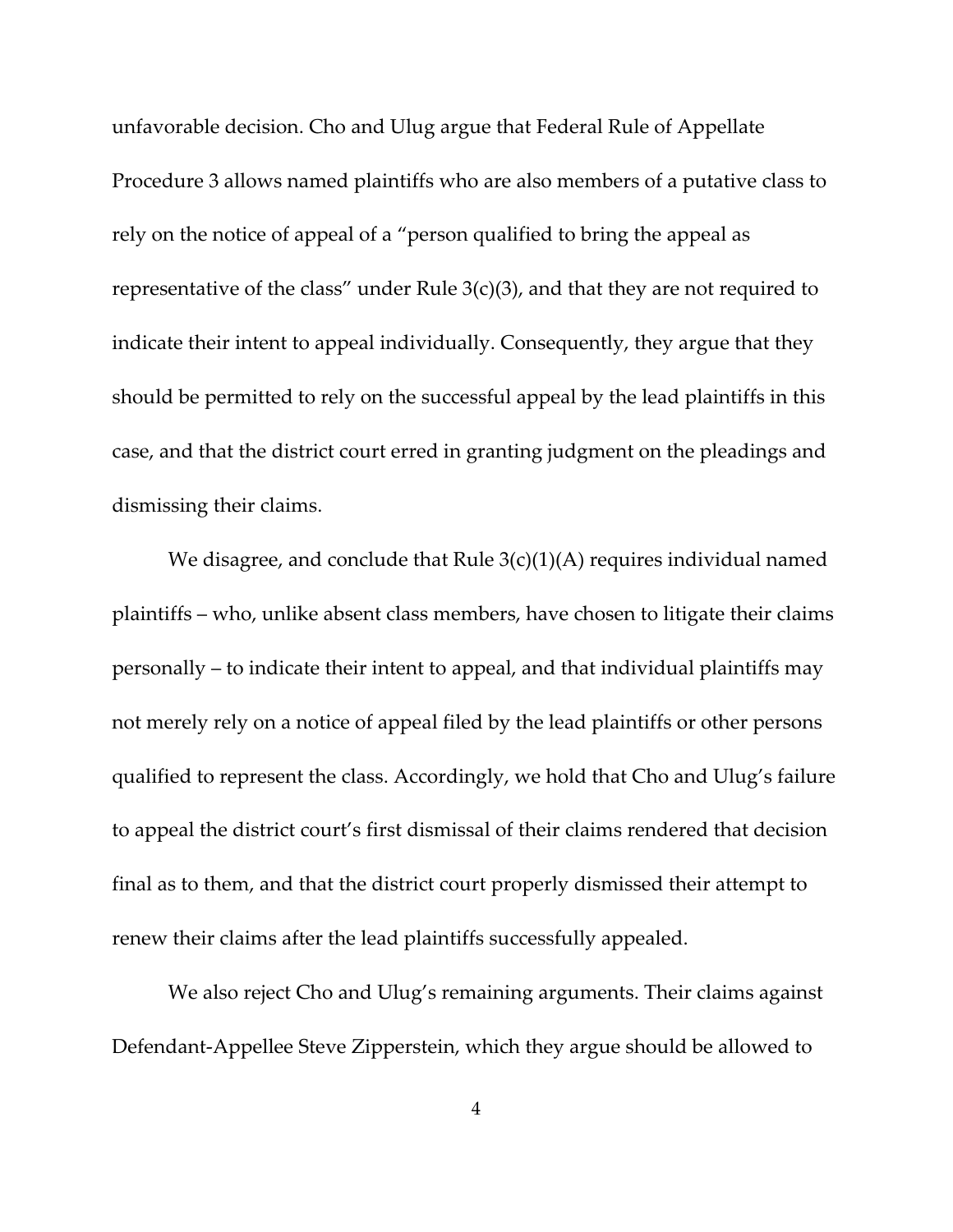unfavorable decision. Cho and Ulug argue that Federal Rule of Appellate Procedure 3 allows named plaintiffs who are also members of a putative class to rely on the notice of appeal of a "person qualified to bring the appeal as representative of the class" under Rule 3(c)(3), and that they are not required to indicate their intent to appeal individually. Consequently, they argue that they should be permitted to rely on the successful appeal by the lead plaintiffs in this case, and that the district court erred in granting judgment on the pleadings and dismissing their claims.

We disagree, and conclude that Rule 3(c)(1)(A) requires individual named plaintiffs – who, unlike absent class members, have chosen to litigate their claims personally – to indicate their intent to appeal, and that individual plaintiffs may not merely rely on a notice of appeal filed by the lead plaintiffs or other persons qualified to represent the class. Accordingly, we hold that Cho and Ulug's failure to appeal the district court's first dismissal of their claims rendered that decision final as to them, and that the district court properly dismissed their attempt to renew their claims after the lead plaintiffs successfully appealed.

We also reject Cho and Ulug's remaining arguments. Their claims against Defendant-Appellee Steve Zipperstein, which they argue should be allowed to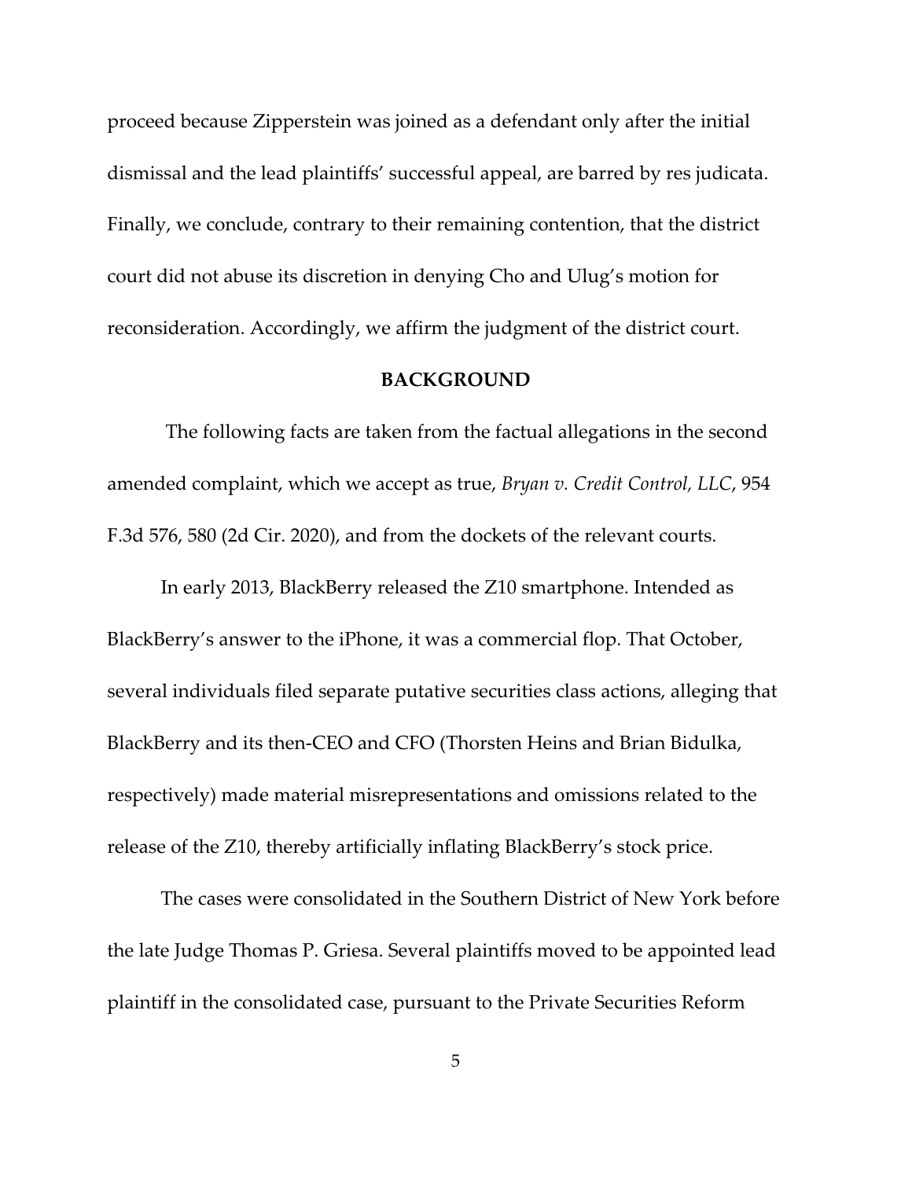proceed because Zipperstein was joined as a defendant only after the initial dismissal and the lead plaintiffs' successful appeal, are barred by res judicata. Finally, we conclude, contrary to their remaining contention, that the district court did not abuse its discretion in denying Cho and Ulug's motion for reconsideration. Accordingly, we affirm the judgment of the district court.

## BACKGROUND

The following facts are taken from the factual allegations in the second amended complaint, which we accept as true, *Bryan v. Credit Control, LLC*, 954 F.3d 576, 580 (2d Cir. 2020), and from the dockets of the relevant courts.

In early 2013, BlackBerry released the Z10 smartphone. Intended as BlackBerry's answer to the iPhone, it was a commercial flop. That October, several individuals filed separate putative securities class actions, alleging that BlackBerry and its then-CEO and CFO (Thorsten Heins and Brian Bidulka, respectively) made material misrepresentations and omissions related to the release of the Z10, thereby artificially inflating BlackBerry's stock price.

The cases were consolidated in the Southern District of New York before the late Judge Thomas P. Griesa. Several plaintiffs moved to be appointed lead plaintiff in the consolidated case, pursuant to the Private Securities Reform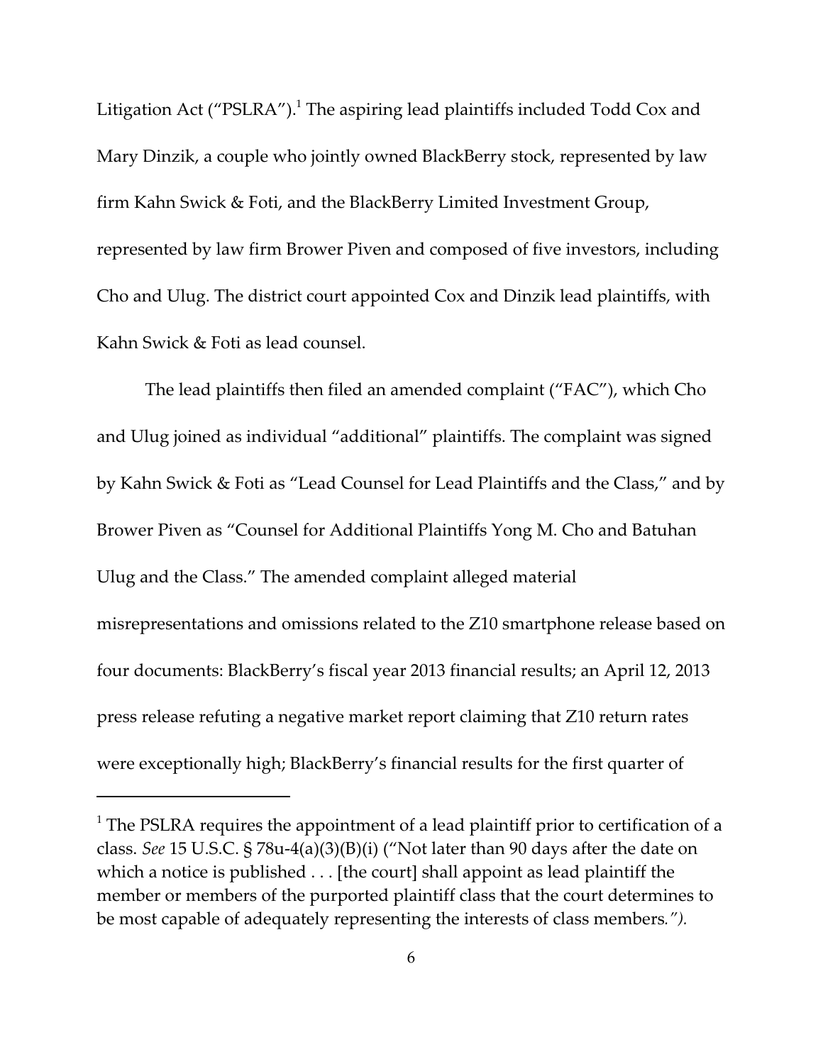Litigation Act ("PSLRA").[1] The aspiring lead plaintiffs included Todd Cox and Mary Dinzik, a couple who jointly owned BlackBerry stock, represented by law firm Kahn Swick & Foti, and the BlackBerry Limited Investment Group, represented by law firm Brower Piven and composed of five investors, including Cho and Ulug. The district court appointed Cox and Dinzik lead plaintiffs, with Kahn Swick & Foti as lead counsel.

The lead plaintiffs then filed an amended complaint ("FAC"), which Cho and Ulug joined as individual "additional" plaintiffs. The complaint was signed by Kahn Swick & Foti as "Lead Counsel for Lead Plaintiffs and the Class," and by Brower Piven as "Counsel for Additional Plaintiffs Yong M. Cho and Batuhan Ulug and the Class." The amended complaint alleged material misrepresentations and omissions related to the Z10 smartphone release based on four documents: BlackBerry's fiscal year 2013 financial results; an April 12, 2013 press release refuting a negative market report claiming that Z10 return rates were exceptionally high; BlackBerry's financial results for the first quarter of

---

[1] The PSLRA requires the appointment of a lead plaintiff prior to certification of a class. *See* 15 U.S.C. § 78u-4(a)(3)(B)(i) ("Not later than 90 days after the date on which a notice is published . . . [the court] shall appoint as lead plaintiff the member or members of the purported plaintiff class that the court determines to be most capable of adequately representing the interests of class members.").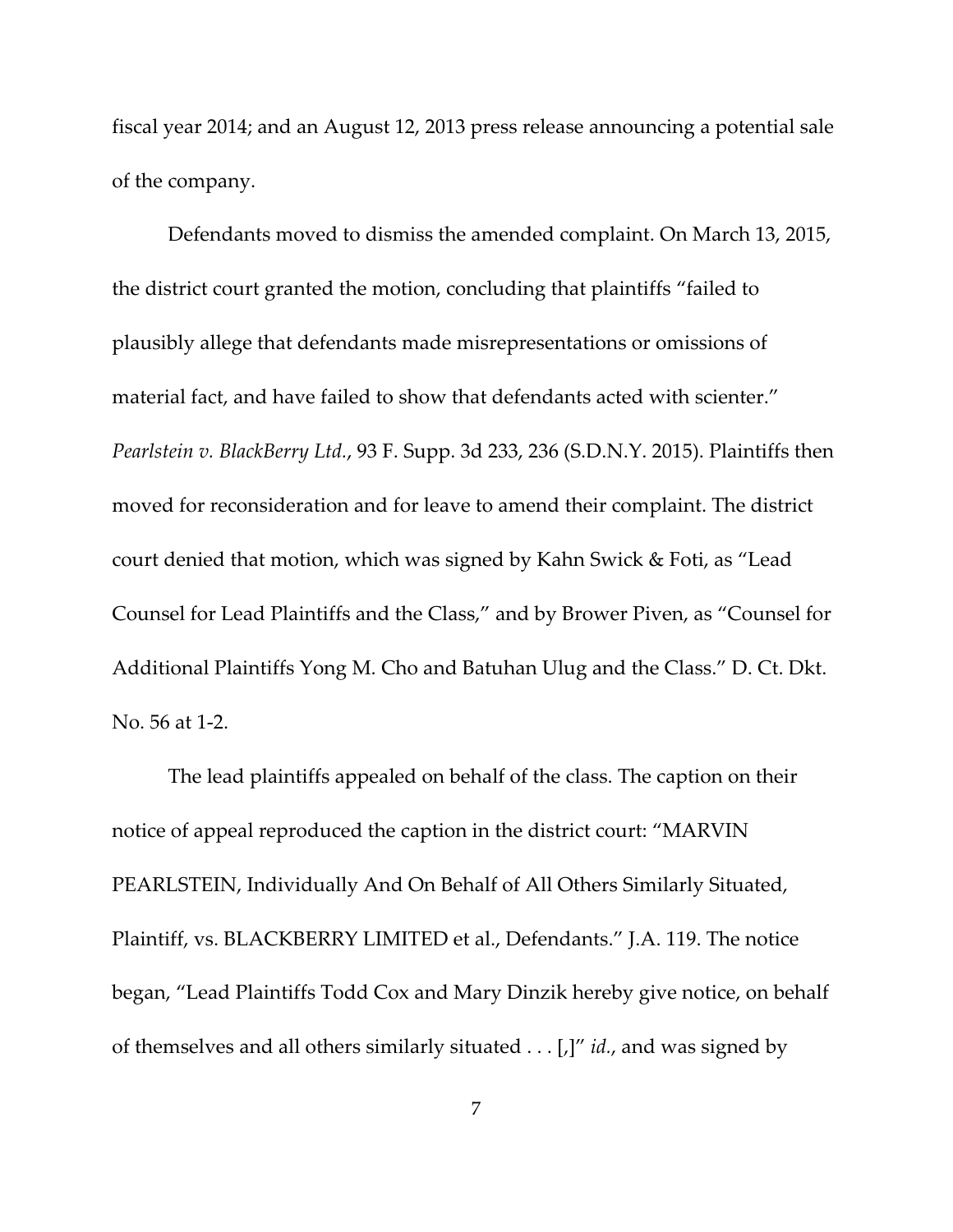fiscal year 2014; and an August 12, 2013 press release announcing a potential sale of the company.

Defendants moved to dismiss the amended complaint. On March 13, 2015, the district court granted the motion, concluding that plaintiffs "failed to plausibly allege that defendants made misrepresentations or omissions of material fact, and have failed to show that defendants acted with scienter." *Pearlstein v. BlackBerry Ltd.*, 93 F. Supp. 3d 233, 236 (S.D.N.Y. 2015). Plaintiffs then moved for reconsideration and for leave to amend their complaint. The district court denied that motion, which was signed by Kahn Swick & Foti, as "Lead Counsel for Lead Plaintiffs and the Class," and by Brower Piven, as "Counsel for Additional Plaintiffs Yong M. Cho and Batuhan Ulug and the Class." D. Ct. Dkt. No. 56 at 1-2.

The lead plaintiffs appealed on behalf of the class. The caption on their notice of appeal reproduced the caption in the district court: "MARVIN PEARLSTEIN, Individually And On Behalf of All Others Similarly Situated, Plaintiff, vs. BLACKBERRY LIMITED et al., Defendants." J.A. 119. The notice began, "Lead Plaintiffs Todd Cox and Mary Dinzik hereby give notice, on behalf of themselves and all others similarly situated . . . [,]" *id.*, and was signed by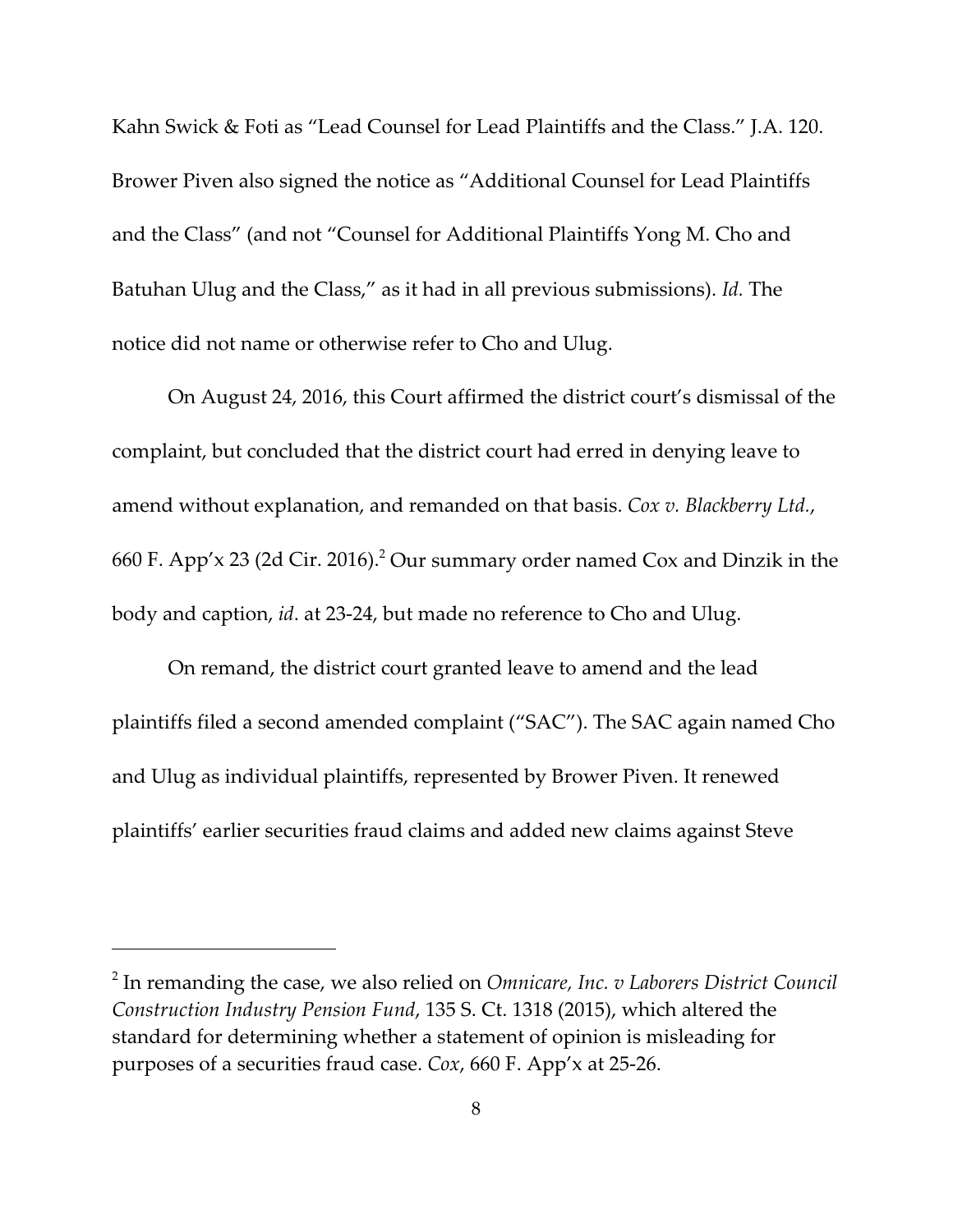Kahn Swick & Foti as "Lead Counsel for Lead Plaintiffs and the Class." J.A. 120. Brower Piven also signed the notice as "Additional Counsel for Lead Plaintiffs and the Class" (and not "Counsel for Additional Plaintiffs Yong M. Cho and Batuhan Ulug and the Class," as it had in all previous submissions). *Id.* The notice did not name or otherwise refer to Cho and Ulug.

On August 24, 2016, this Court affirmed the district court's dismissal of the complaint, but concluded that the district court had erred in denying leave to amend without explanation, and remanded on that basis. *Cox v. Blackberry Ltd.*, 660 F. App'x 23 (2d Cir. 2016).[2] Our summary order named Cox and Dinzik in the body and caption, *id*. at 23-24, but made no reference to Cho and Ulug.

On remand, the district court granted leave to amend and the lead plaintiffs filed a second amended complaint ("SAC"). The SAC again named Cho and Ulug as individual plaintiffs, represented by Brower Piven. It renewed plaintiffs' earlier securities fraud claims and added new claims against Steve

---

[2] In remanding the case, we also relied on *Omnicare, Inc. v Laborers District Council Construction Industry Pension Fund*, 135 S. Ct. 1318 (2015), which altered the standard for determining whether a statement of opinion is misleading for purposes of a securities fraud case. *Cox*, 660 F. App'x at 25-26.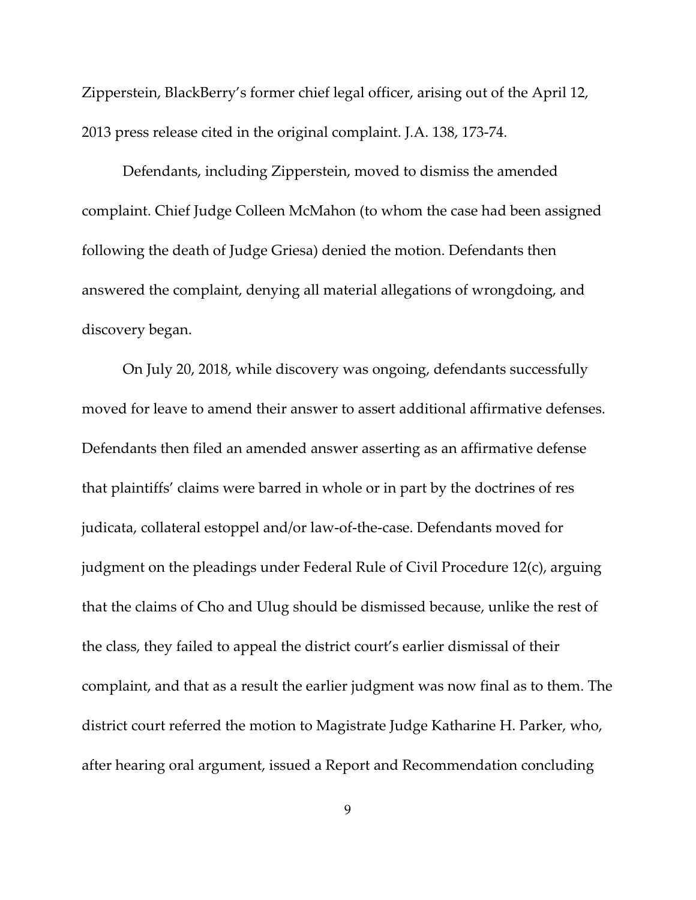Zipperstein, BlackBerry's former chief legal officer, arising out of the April 12, 2013 press release cited in the original complaint. J.A. 138, 173-74.

Defendants, including Zipperstein, moved to dismiss the amended complaint. Chief Judge Colleen McMahon (to whom the case had been assigned following the death of Judge Griesa) denied the motion. Defendants then answered the complaint, denying all material allegations of wrongdoing, and discovery began.

On July 20, 2018, while discovery was ongoing, defendants successfully moved for leave to amend their answer to assert additional affirmative defenses. Defendants then filed an amended answer asserting as an affirmative defense that plaintiffs' claims were barred in whole or in part by the doctrines of res judicata, collateral estoppel and/or law-of-the-case. Defendants moved for judgment on the pleadings under Federal Rule of Civil Procedure 12(c), arguing that the claims of Cho and Ulug should be dismissed because, unlike the rest of the class, they failed to appeal the district court's earlier dismissal of their complaint, and that as a result the earlier judgment was now final as to them. The district court referred the motion to Magistrate Judge Katharine H. Parker, who, after hearing oral argument, issued a Report and Recommendation concluding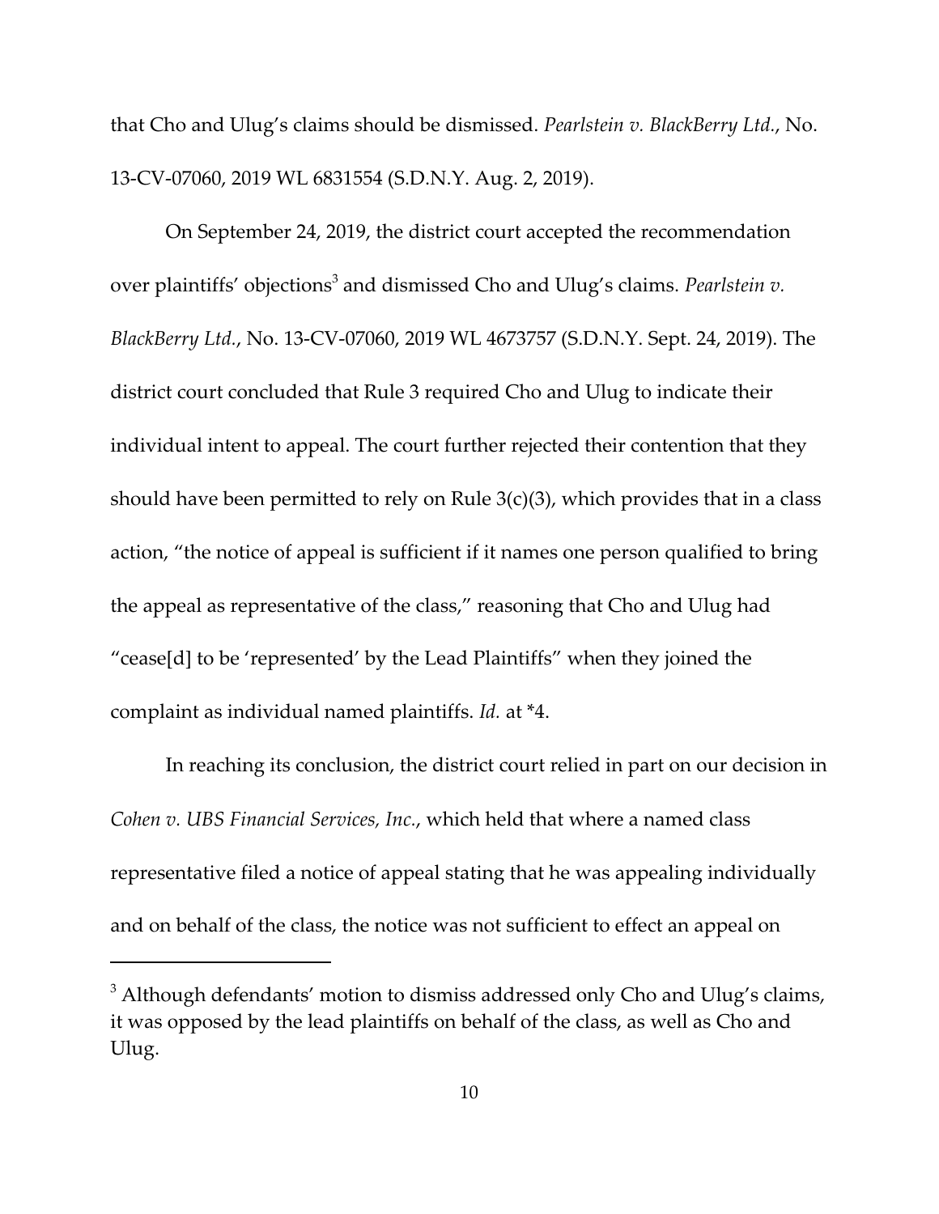that Cho and Ulug's claims should be dismissed. *Pearlstein v. BlackBerry Ltd.*, No. 13-CV-07060, 2019 WL 6831554 (S.D.N.Y. Aug. 2, 2019).

On September 24, 2019, the district court accepted the recommendation over plaintiffs' objections[3] and dismissed Cho and Ulug's claims. *Pearlstein v. BlackBerry Ltd.*, No. 13-CV-07060, 2019 WL 4673757 (S.D.N.Y. Sept. 24, 2019). The district court concluded that Rule 3 required Cho and Ulug to indicate their individual intent to appeal. The court further rejected their contention that they should have been permitted to rely on Rule 3(c)(3), which provides that in a class action, "the notice of appeal is sufficient if it names one person qualified to bring the appeal as representative of the class," reasoning that Cho and Ulug had "cease[d] to be 'represented' by the Lead Plaintiffs" when they joined the complaint as individual named plaintiffs. *Id.* at *4.

In reaching its conclusion, the district court relied in part on our decision in *Cohen v. UBS Financial Services, Inc.*, which held that where a named class representative filed a notice of appeal stating that he was appealing individually and on behalf of the class, the notice was not sufficient to effect an appeal on

[3] Although defendants' motion to dismiss addressed only Cho and Ulug's claims, it was opposed by the lead plaintiffs on behalf of the class, as well as Cho and Ulug.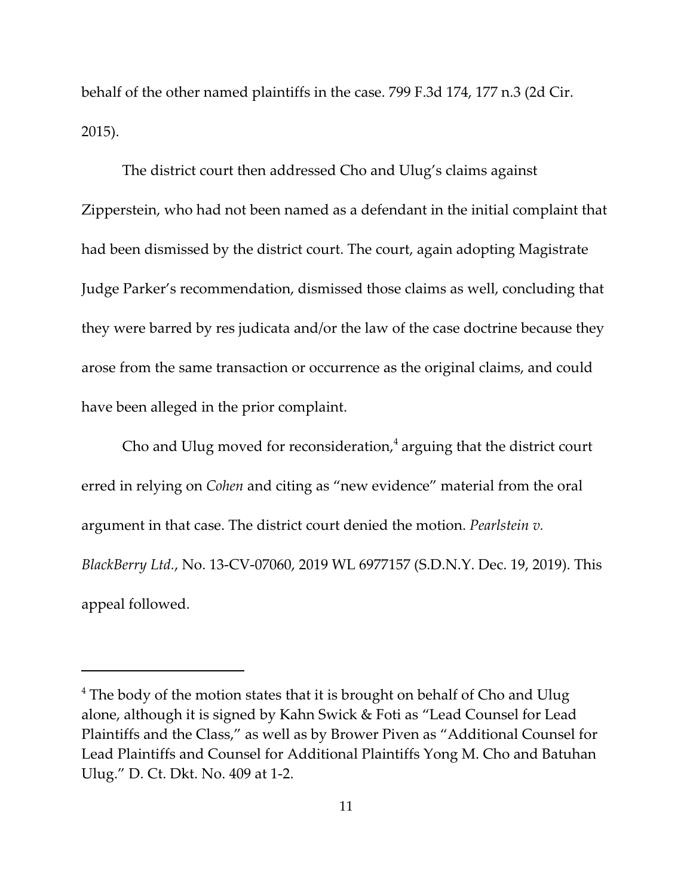behalf of the other named plaintiffs in the case. 799 F.3d 174, 177 n.3 (2d Cir. 2015).

The district court then addressed Cho and Ulug's claims against Zipperstein, who had not been named as a defendant in the initial complaint that had been dismissed by the district court. The court, again adopting Magistrate Judge Parker's recommendation, dismissed those claims as well, concluding that they were barred by res judicata and/or the law of the case doctrine because they arose from the same transaction or occurrence as the original claims, and could have been alleged in the prior complaint.

Cho and Ulug moved for reconsideration,[4] arguing that the district court erred in relying on *Cohen* and citing as "new evidence" material from the oral argument in that case. The district court denied the motion. *Pearlstein v. BlackBerry Ltd.*, No. 13-CV-07060, 2019 WL 6977157 (S.D.N.Y. Dec. 19, 2019). This appeal followed.

---

[4] The body of the motion states that it is brought on behalf of Cho and Ulug alone, although it is signed by Kahn Swick & Foti as "Lead Counsel for Lead Plaintiffs and the Class," as well as by Brower Piven as "Additional Counsel for Lead Plaintiffs and Counsel for Additional Plaintiffs Yong M. Cho and Batuhan Ulug." D. Ct. Dkt. No. 409 at 1-2.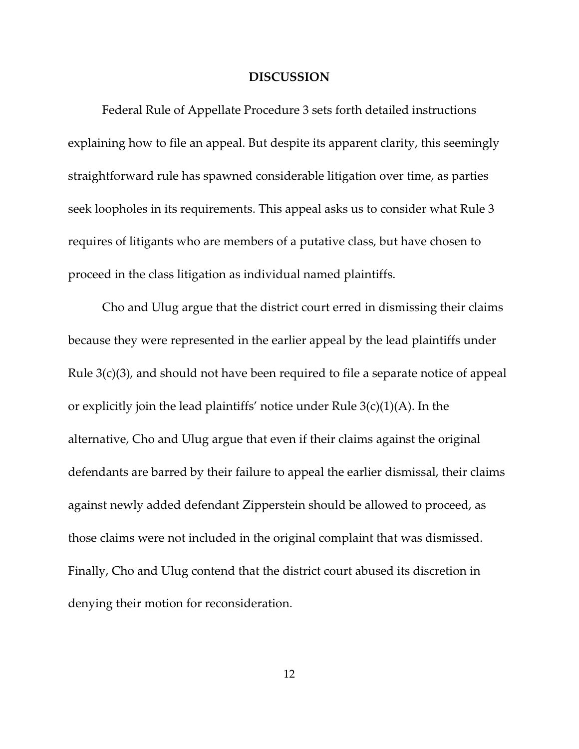## DISCUSSION

Federal Rule of Appellate Procedure 3 sets forth detailed instructions explaining how to file an appeal. But despite its apparent clarity, this seemingly straightforward rule has spawned considerable litigation over time, as parties seek loopholes in its requirements. This appeal asks us to consider what Rule 3 requires of litigants who are members of a putative class, but have chosen to proceed in the class litigation as individual named plaintiffs.

Cho and Ulug argue that the district court erred in dismissing their claims because they were represented in the earlier appeal by the lead plaintiffs under Rule 3(c)(3), and should not have been required to file a separate notice of appeal or explicitly join the lead plaintiffs' notice under Rule 3(c)(1)(A). In the alternative, Cho and Ulug argue that even if their claims against the original defendants are barred by their failure to appeal the earlier dismissal, their claims against newly added defendant Zipperstein should be allowed to proceed, as those claims were not included in the original complaint that was dismissed. Finally, Cho and Ulug contend that the district court abused its discretion in denying their motion for reconsideration.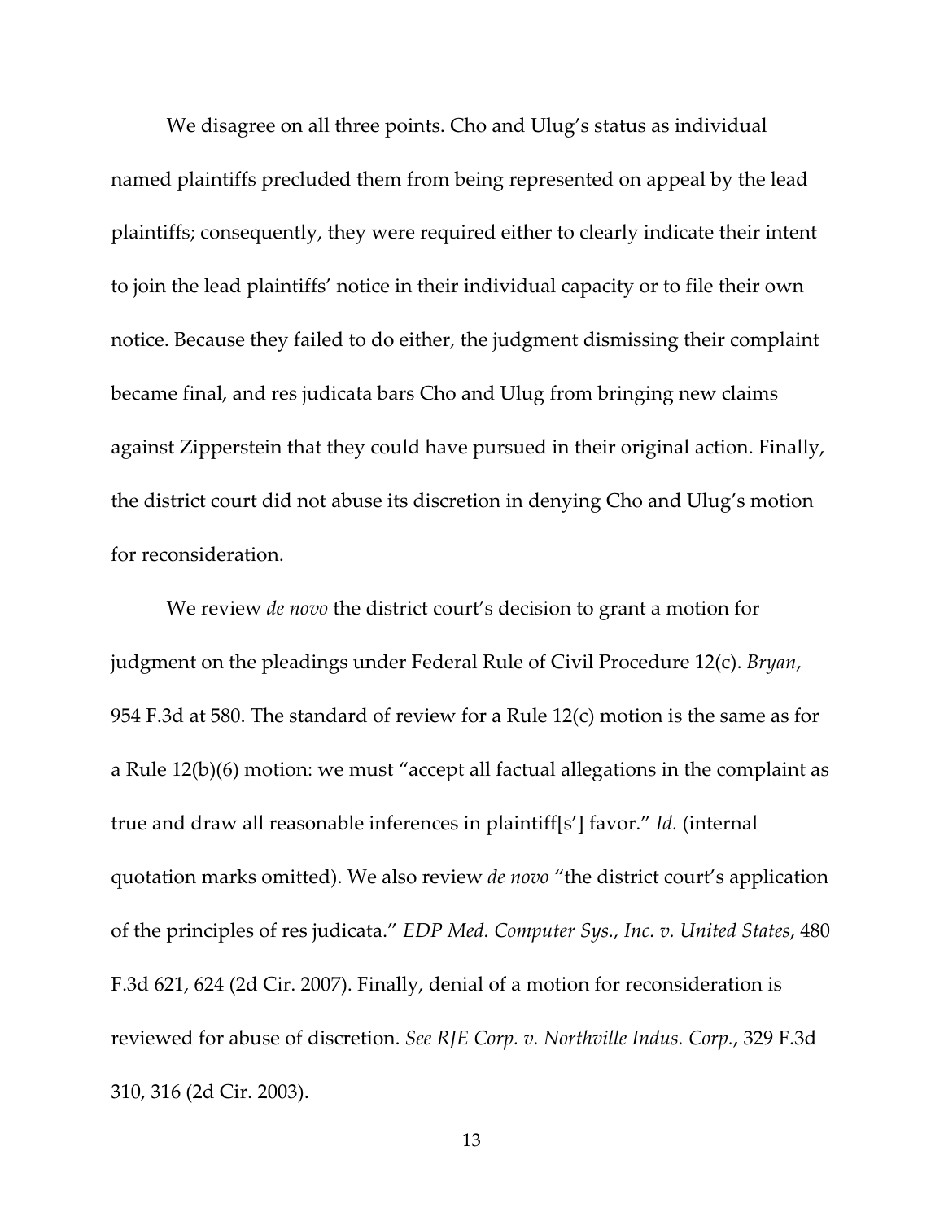We disagree on all three points. Cho and Ulug's status as individual named plaintiffs precluded them from being represented on appeal by the lead plaintiffs; consequently, they were required either to clearly indicate their intent to join the lead plaintiffs' notice in their individual capacity or to file their own notice. Because they failed to do either, the judgment dismissing their complaint became final, and res judicata bars Cho and Ulug from bringing new claims against Zipperstein that they could have pursued in their original action. Finally, the district court did not abuse its discretion in denying Cho and Ulug's motion for reconsideration.

We review *de novo* the district court's decision to grant a motion for judgment on the pleadings under Federal Rule of Civil Procedure 12(c). *Bryan*, 954 F.3d at 580. The standard of review for a Rule 12(c) motion is the same as for a Rule 12(b)(6) motion: we must "accept all factual allegations in the complaint as true and draw all reasonable inferences in plaintiff[s'] favor." *Id.* (internal quotation marks omitted). We also review *de novo* "the district court's application of the principles of res judicata." *EDP Med. Computer Sys., Inc. v. United States*, 480 F.3d 621, 624 (2d Cir. 2007). Finally, denial of a motion for reconsideration is reviewed for abuse of discretion. *See RJE Corp. v. Northville Indus. Corp.*, 329 F.3d 310, 316 (2d Cir. 2003).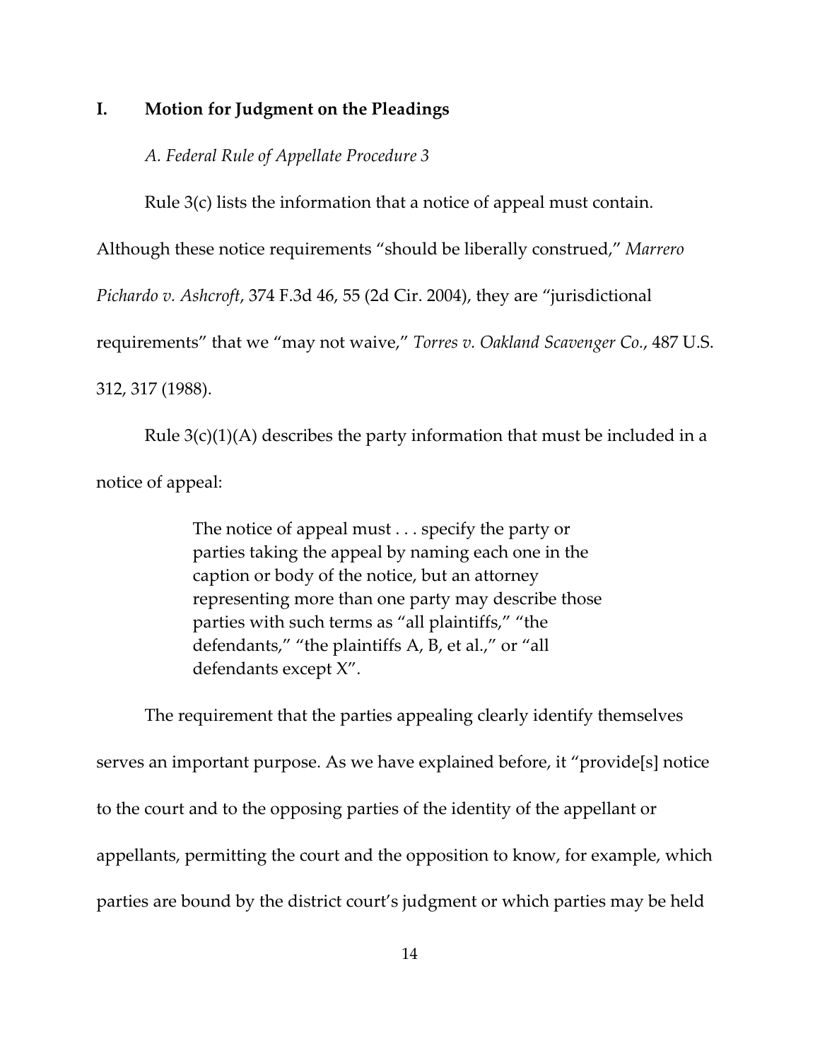## I. Motion for Judgment on the Pleadings

### *A. Federal Rule of Appellate Procedure 3*

Rule 3(c) lists the information that a notice of appeal must contain. Although these notice requirements "should be liberally construed," *Marrero Pichardo v. Ashcroft*, 374 F.3d 46, 55 (2d Cir. 2004), they are "jurisdictional requirements" that we "may not waive," *Torres v. Oakland Scavenger Co.*, 487 U.S. 312, 317 (1988).

Rule 3(c)(1)(A) describes the party information that must be included in a notice of appeal:

> The notice of appeal must . . . specify the party or parties taking the appeal by naming each one in the caption or body of the notice, but an attorney representing more than one party may describe those parties with such terms as "all plaintiffs," "the defendants," "the plaintiffs A, B, et al.," or "all defendants except X".

The requirement that the parties appealing clearly identify themselves serves an important purpose. As we have explained before, it "provide[s] notice to the court and to the opposing parties of the identity of the appellant or appellants, permitting the court and the opposition to know, for example, which parties are bound by the district court's judgment or which parties may be held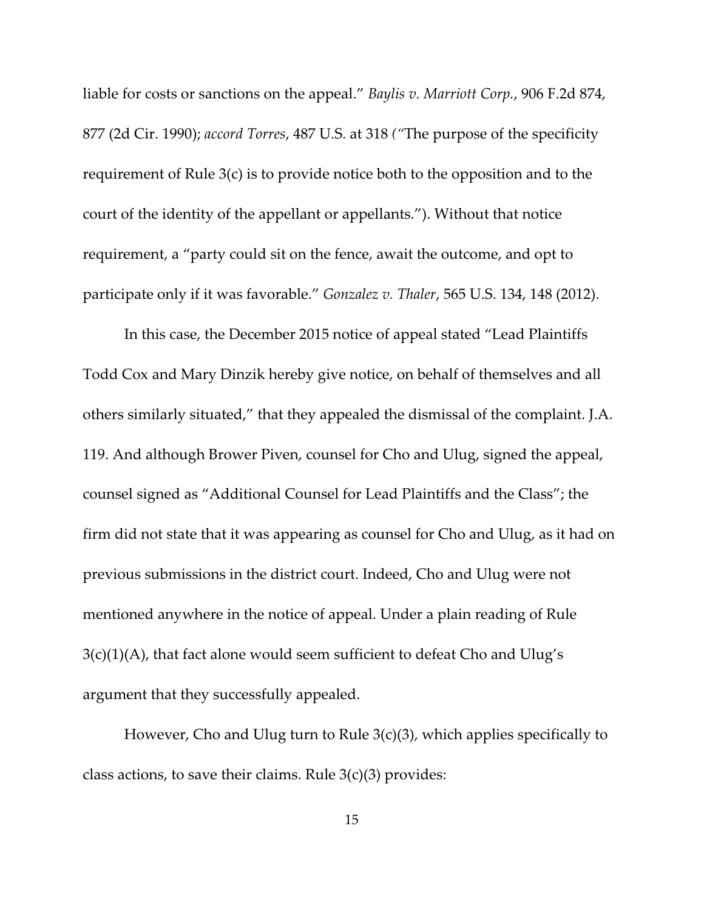liable for costs or sanctions on the appeal." *Baylis v. Marriott Corp.*, 906 F.2d 874, 877 (2d Cir. 1990); *accord Torres*, 487 U.S. at 318 ("The purpose of the specificity requirement of Rule 3(c) is to provide notice both to the opposition and to the court of the identity of the appellant or appellants."). Without that notice requirement, a "party could sit on the fence, await the outcome, and opt to participate only if it was favorable." *Gonzalez v. Thaler*, 565 U.S. 134, 148 (2012).

In this case, the December 2015 notice of appeal stated "Lead Plaintiffs Todd Cox and Mary Dinzik hereby give notice, on behalf of themselves and all others similarly situated," that they appealed the dismissal of the complaint. J.A. 119. And although Brower Piven, counsel for Cho and Ulug, signed the appeal, counsel signed as "Additional Counsel for Lead Plaintiffs and the Class"; the firm did not state that it was appearing as counsel for Cho and Ulug, as it had on previous submissions in the district court. Indeed, Cho and Ulug were not mentioned anywhere in the notice of appeal. Under a plain reading of Rule 3(c)(1)(A), that fact alone would seem sufficient to defeat Cho and Ulug's argument that they successfully appealed.

However, Cho and Ulug turn to Rule 3(c)(3), which applies specifically to class actions, to save their claims. Rule 3(c)(3) provides: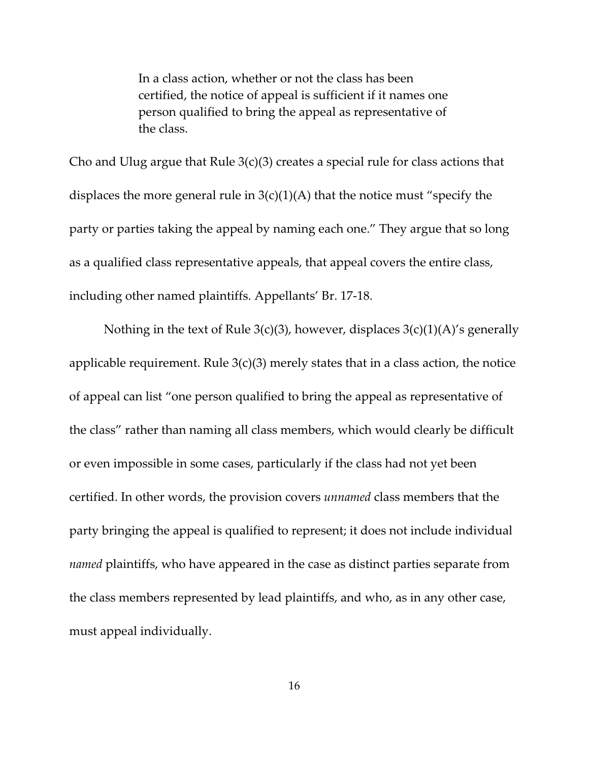> In a class action, whether or not the class has been certified, the notice of appeal is sufficient if it names one person qualified to bring the appeal as representative of the class.

Cho and Ulug argue that Rule 3(c)(3) creates a special rule for class actions that displaces the more general rule in 3(c)(1)(A) that the notice must "specify the party or parties taking the appeal by naming each one." They argue that so long as a qualified class representative appeals, that appeal covers the entire class, including other named plaintiffs. Appellants' Br. 17-18.

Nothing in the text of Rule 3(c)(3), however, displaces 3(c)(1)(A)'s generally applicable requirement. Rule 3(c)(3) merely states that in a class action, the notice of appeal can list "one person qualified to bring the appeal as representative of the class" rather than naming all class members, which would clearly be difficult or even impossible in some cases, particularly if the class had not yet been certified. In other words, the provision covers *unnamed* class members that the party bringing the appeal is qualified to represent; it does not include individual *named* plaintiffs, who have appeared in the case as distinct parties separate from the class members represented by lead plaintiffs, and who, as in any other case, must appeal individually.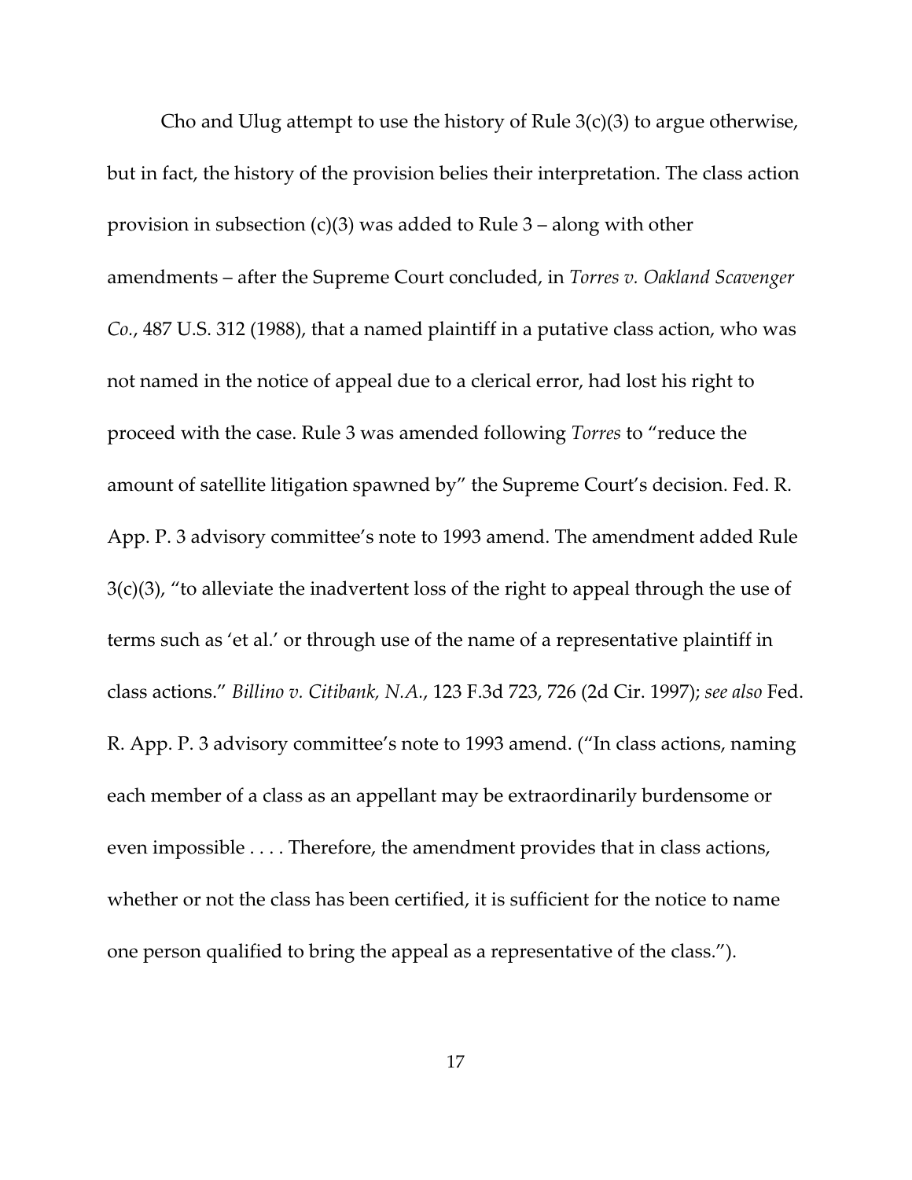Cho and Ulug attempt to use the history of Rule 3(c)(3) to argue otherwise, but in fact, the history of the provision belies their interpretation. The class action provision in subsection (c)(3) was added to Rule 3 – along with other amendments – after the Supreme Court concluded, in *Torres v. Oakland Scavenger Co.*, 487 U.S. 312 (1988), that a named plaintiff in a putative class action, who was not named in the notice of appeal due to a clerical error, had lost his right to proceed with the case. Rule 3 was amended following *Torres* to "reduce the amount of satellite litigation spawned by" the Supreme Court's decision. Fed. R. App. P. 3 advisory committee's note to 1993 amend. The amendment added Rule 3(c)(3), "to alleviate the inadvertent loss of the right to appeal through the use of terms such as 'et al.' or through use of the name of a representative plaintiff in class actions." *Billino v. Citibank, N.A.*, 123 F.3d 723, 726 (2d Cir. 1997); *see also* Fed. R. App. P. 3 advisory committee's note to 1993 amend. ("In class actions, naming each member of a class as an appellant may be extraordinarily burdensome or even impossible . . . . Therefore, the amendment provides that in class actions, whether or not the class has been certified, it is sufficient for the notice to name one person qualified to bring the appeal as a representative of the class.").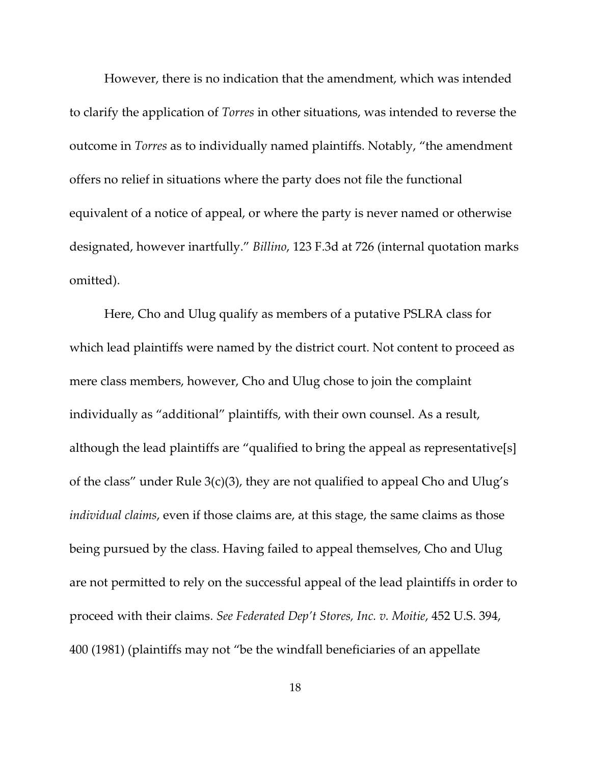However, there is no indication that the amendment, which was intended to clarify the application of *Torres* in other situations, was intended to reverse the outcome in *Torres* as to individually named plaintiffs. Notably, "the amendment offers no relief in situations where the party does not file the functional equivalent of a notice of appeal, or where the party is never named or otherwise designated, however inartfully." *Billino*, 123 F.3d at 726 (internal quotation marks omitted).

Here, Cho and Ulug qualify as members of a putative PSLRA class for which lead plaintiffs were named by the district court. Not content to proceed as mere class members, however, Cho and Ulug chose to join the complaint individually as "additional" plaintiffs, with their own counsel. As a result, although the lead plaintiffs are "qualified to bring the appeal as representative[s] of the class" under Rule 3(c)(3), they are not qualified to appeal Cho and Ulug's *individual claims*, even if those claims are, at this stage, the same claims as those being pursued by the class. Having failed to appeal themselves, Cho and Ulug are not permitted to rely on the successful appeal of the lead plaintiffs in order to proceed with their claims. *See Federated Dep't Stores, Inc. v. Moitie*, 452 U.S. 394, 400 (1981) (plaintiffs may not "be the windfall beneficiaries of an appellate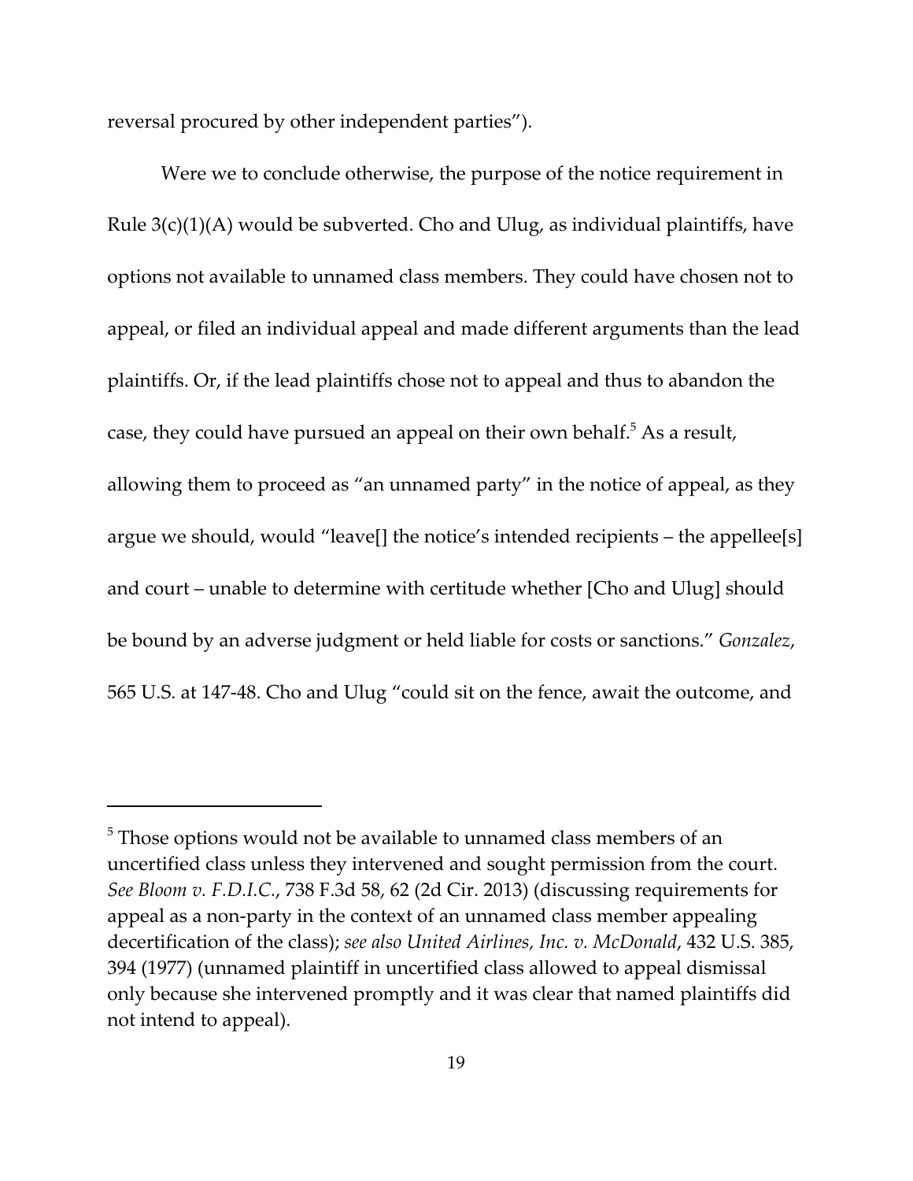reversal procured by other independent parties").

Were we to conclude otherwise, the purpose of the notice requirement in Rule 3(c)(1)(A) would be subverted. Cho and Ulug, as individual plaintiffs, have options not available to unnamed class members. They could have chosen not to appeal, or filed an individual appeal and made different arguments than the lead plaintiffs. Or, if the lead plaintiffs chose not to appeal and thus to abandon the case, they could have pursued an appeal on their own behalf.[5] As a result, allowing them to proceed as "an unnamed party" in the notice of appeal, as they argue we should, would "leave[] the notice's intended recipients – the appellee[s] and court – unable to determine with certitude whether [Cho and Ulug] should be bound by an adverse judgment or held liable for costs or sanctions." *Gonzalez*, 565 U.S. at 147-48. Cho and Ulug "could sit on the fence, await the outcome, and

---

[5] Those options would not be available to unnamed class members of an uncertified class unless they intervened and sought permission from the court. *See Bloom v. F.D.I.C.*, 738 F.3d 58, 62 (2d Cir. 2013) (discussing requirements for appeal as a non-party in the context of an unnamed class member appealing decertification of the class); *see also United Airlines, Inc. v. McDonald*, 432 U.S. 385, 394 (1977) (unnamed plaintiff in uncertified class allowed to appeal dismissal only because she intervened promptly and it was clear that named plaintiffs did not intend to appeal).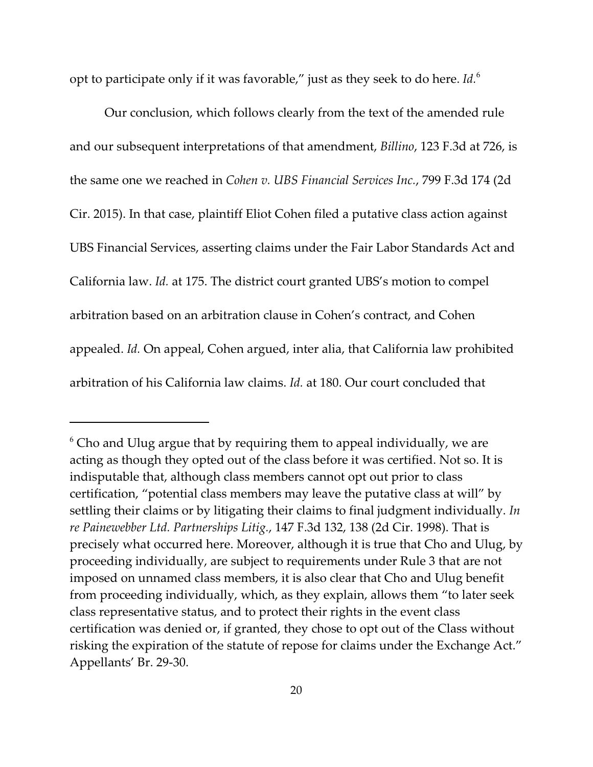opt to participate only if it was favorable," just as they seek to do here. *Id.*[6]

Our conclusion, which follows clearly from the text of the amended rule and our subsequent interpretations of that amendment, *Billino*, 123 F.3d at 726, is the same one we reached in *Cohen v. UBS Financial Services Inc.*, 799 F.3d 174 (2d Cir. 2015). In that case, plaintiff Eliot Cohen filed a putative class action against UBS Financial Services, asserting claims under the Fair Labor Standards Act and California law. *Id.* at 175. The district court granted UBS's motion to compel arbitration based on an arbitration clause in Cohen's contract, and Cohen appealed. *Id.* On appeal, Cohen argued, inter alia, that California law prohibited arbitration of his California law claims. *Id.* at 180. Our court concluded that

---

[6] Cho and Ulug argue that by requiring them to appeal individually, we are acting as though they opted out of the class before it was certified. Not so. It is indisputable that, although class members cannot opt out prior to class certification, "potential class members may leave the putative class at will" by settling their claims or by litigating their claims to final judgment individually. *In re Painewebber Ltd. Partnerships Litig.*, 147 F.3d 132, 138 (2d Cir. 1998). That is precisely what occurred here. Moreover, although it is true that Cho and Ulug, by proceeding individually, are subject to requirements under Rule 3 that are not imposed on unnamed class members, it is also clear that Cho and Ulug benefit from proceeding individually, which, as they explain, allows them "to later seek class representative status, and to protect their rights in the event class certification was denied or, if granted, they chose to opt out of the Class without risking the expiration of the statute of repose for claims under the Exchange Act." Appellants' Br. 29-30.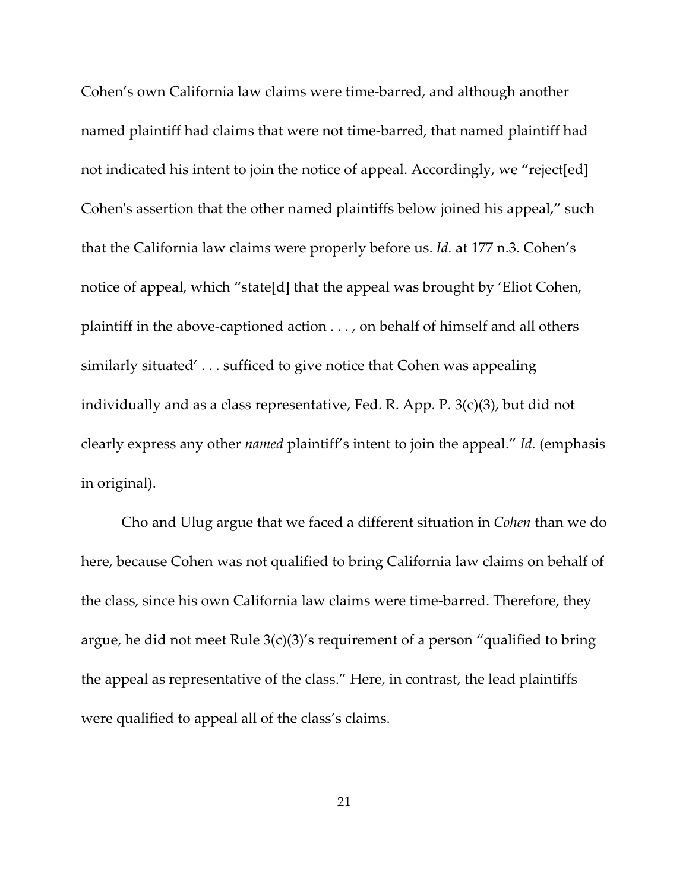Cohen's own California law claims were time-barred, and although another named plaintiff had claims that were not time-barred, that named plaintiff had not indicated his intent to join the notice of appeal. Accordingly, we "reject[ed] Cohen's assertion that the other named plaintiffs below joined his appeal," such that the California law claims were properly before us. *Id.* at 177 n.3. Cohen's notice of appeal, which "state[d] that the appeal was brought by 'Eliot Cohen, plaintiff in the above-captioned action . . . , on behalf of himself and all others similarly situated' . . . sufficed to give notice that Cohen was appealing individually and as a class representative, Fed. R. App. P. 3(c)(3), but did not clearly express any other *named* plaintiff's intent to join the appeal." *Id.* (emphasis in original).

Cho and Ulug argue that we faced a different situation in *Cohen* than we do here, because Cohen was not qualified to bring California law claims on behalf of the class, since his own California law claims were time-barred. Therefore, they argue, he did not meet Rule 3(c)(3)'s requirement of a person "qualified to bring the appeal as representative of the class." Here, in contrast, the lead plaintiffs were qualified to appeal all of the class's claims.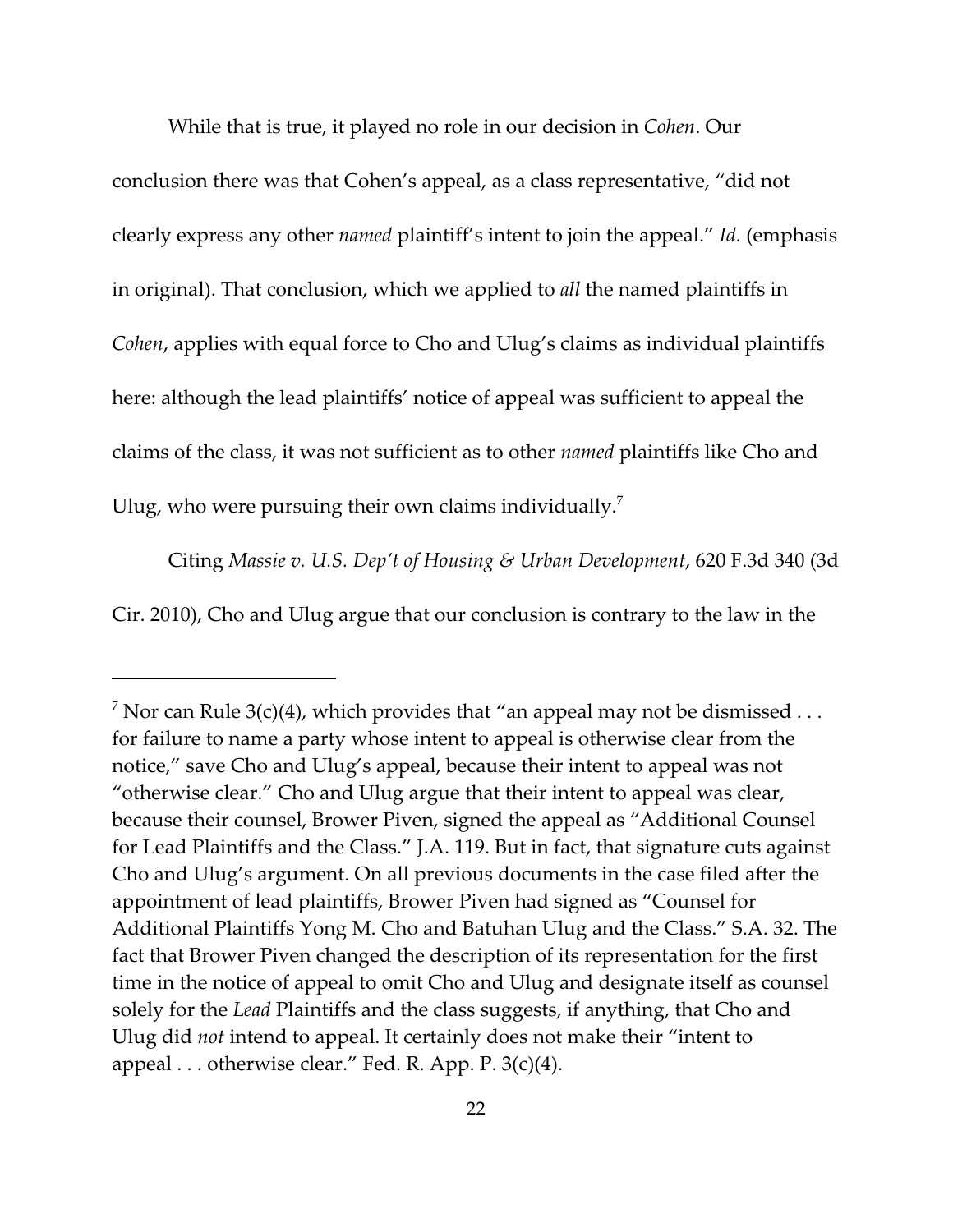While that is true, it played no role in our decision in *Cohen*. Our conclusion there was that Cohen's appeal, as a class representative, "did not clearly express any other *named* plaintiff's intent to join the appeal." *Id.* (emphasis in original). That conclusion, which we applied to *all* the named plaintiffs in *Cohen*, applies with equal force to Cho and Ulug's claims as individual plaintiffs here: although the lead plaintiffs' notice of appeal was sufficient to appeal the claims of the class, it was not sufficient as to other *named* plaintiffs like Cho and Ulug, who were pursuing their own claims individually.[7]

Citing *Massie v. U.S. Dep't of Housing & Urban Development*, 620 F.3d 340 (3d Cir. 2010), Cho and Ulug argue that our conclusion is contrary to the law in the

---

[7] Nor can Rule 3(c)(4), which provides that "an appeal may not be dismissed . . . for failure to name a party whose intent to appeal is otherwise clear from the notice," save Cho and Ulug's appeal, because their intent to appeal was not "otherwise clear." Cho and Ulug argue that their intent to appeal was clear, because their counsel, Brower Piven, signed the appeal as "Additional Counsel for Lead Plaintiffs and the Class." J.A. 119. But in fact, that signature cuts against Cho and Ulug's argument. On all previous documents in the case filed after the appointment of lead plaintiffs, Brower Piven had signed as "Counsel for Additional Plaintiffs Yong M. Cho and Batuhan Ulug and the Class." S.A. 32. The fact that Brower Piven changed the description of its representation for the first time in the notice of appeal to omit Cho and Ulug and designate itself as counsel solely for the *Lead* Plaintiffs and the class suggests, if anything, that Cho and Ulug did *not* intend to appeal. It certainly does not make their "intent to appeal . . . otherwise clear." Fed. R. App. P. 3(c)(4).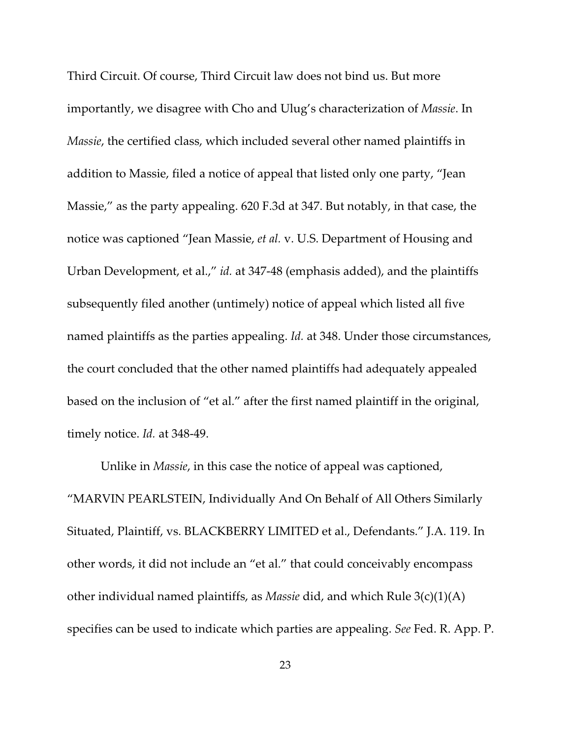Third Circuit. Of course, Third Circuit law does not bind us. But more importantly, we disagree with Cho and Ulug's characterization of *Massie*. In *Massie*, the certified class, which included several other named plaintiffs in addition to Massie, filed a notice of appeal that listed only one party, "Jean Massie," as the party appealing. 620 F.3d at 347. But notably, in that case, the notice was captioned "Jean Massie, *et al.* v. U.S. Department of Housing and Urban Development, et al.," *id.* at 347-48 (emphasis added), and the plaintiffs subsequently filed another (untimely) notice of appeal which listed all five named plaintiffs as the parties appealing. *Id.* at 348. Under those circumstances, the court concluded that the other named plaintiffs had adequately appealed based on the inclusion of "et al." after the first named plaintiff in the original, timely notice. *Id.* at 348-49.

Unlike in *Massie*, in this case the notice of appeal was captioned, "MARVIN PEARLSTEIN, Individually And On Behalf of All Others Similarly Situated, Plaintiff, vs. BLACKBERRY LIMITED et al., Defendants." J.A. 119. In other words, it did not include an "et al." that could conceivably encompass other individual named plaintiffs, as *Massie* did, and which Rule 3(c)(1)(A) specifies can be used to indicate which parties are appealing. *See* Fed. R. App. P.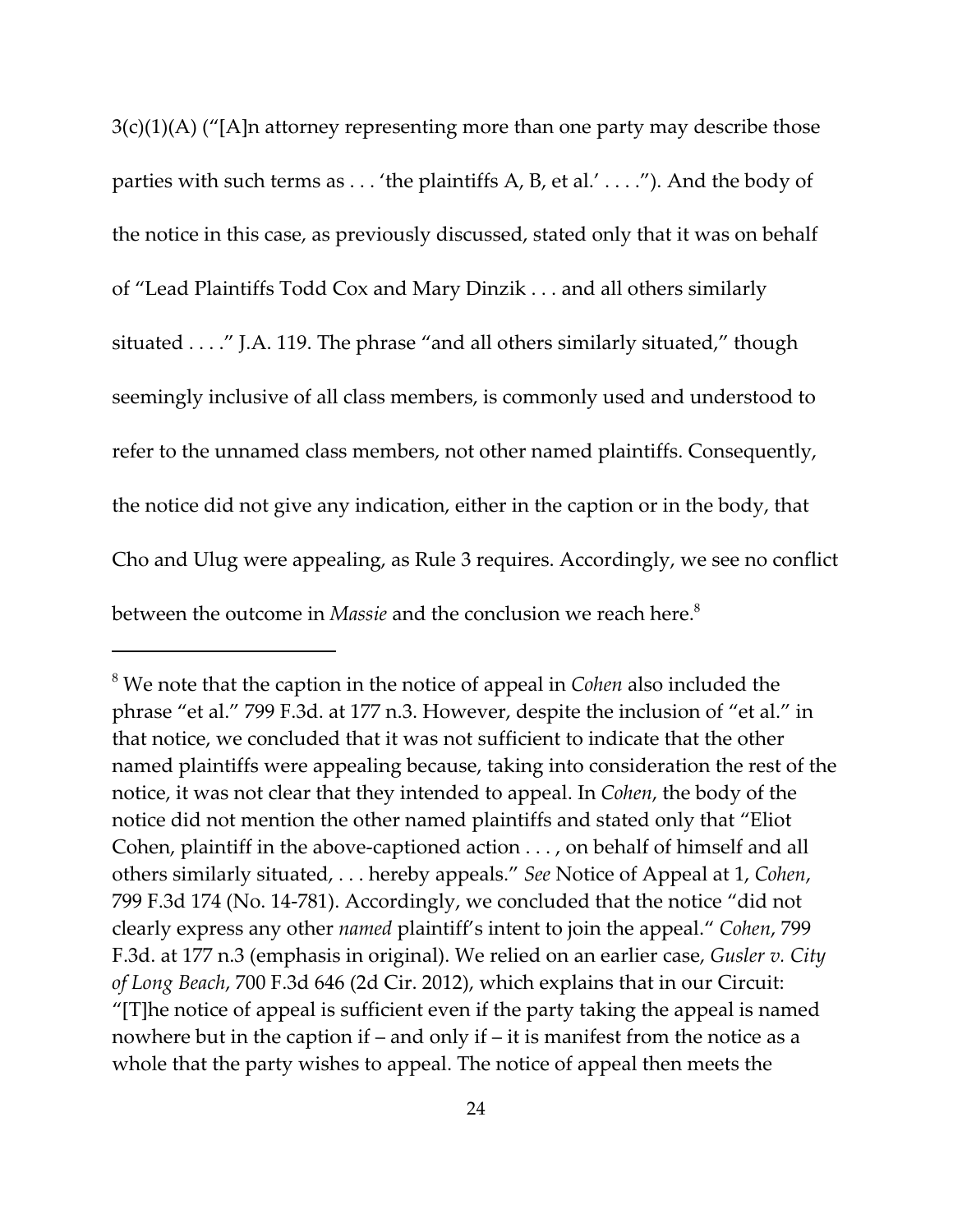3(c)(1)(A) ("[A]n attorney representing more than one party may describe those parties with such terms as . . . 'the plaintiffs A, B, et al.' . . . ."). And the body of the notice in this case, as previously discussed, stated only that it was on behalf of "Lead Plaintiffs Todd Cox and Mary Dinzik . . . and all others similarly situated . . . ." J.A. 119. The phrase "and all others similarly situated," though seemingly inclusive of all class members, is commonly used and understood to refer to the unnamed class members, not other named plaintiffs. Consequently, the notice did not give any indication, either in the caption or in the body, that Cho and Ulug were appealing, as Rule 3 requires. Accordingly, we see no conflict between the outcome in *Massie* and the conclusion we reach here.[8]

---

[8] We note that the caption in the notice of appeal in *Cohen* also included the phrase "et al." 799 F.3d. at 177 n.3. However, despite the inclusion of "et al." in that notice, we concluded that it was not sufficient to indicate that the other named plaintiffs were appealing because, taking into consideration the rest of the notice, it was not clear that they intended to appeal. In *Cohen*, the body of the notice did not mention the other named plaintiffs and stated only that "Eliot Cohen, plaintiff in the above-captioned action . . . , on behalf of himself and all others similarly situated, . . . hereby appeals." *See* Notice of Appeal at 1, *Cohen*, 799 F.3d 174 (No. 14-781). Accordingly, we concluded that the notice "did not clearly express any other *named* plaintiff's intent to join the appeal." *Cohen*, 799 F.3d. at 177 n.3 (emphasis in original). We relied on an earlier case, *Gusler v. City of Long Beach*, 700 F.3d 646 (2d Cir. 2012), which explains that in our Circuit: "[T]he notice of appeal is sufficient even if the party taking the appeal is named nowhere but in the caption if – and only if – it is manifest from the notice as a whole that the party wishes to appeal. The notice of appeal then meets the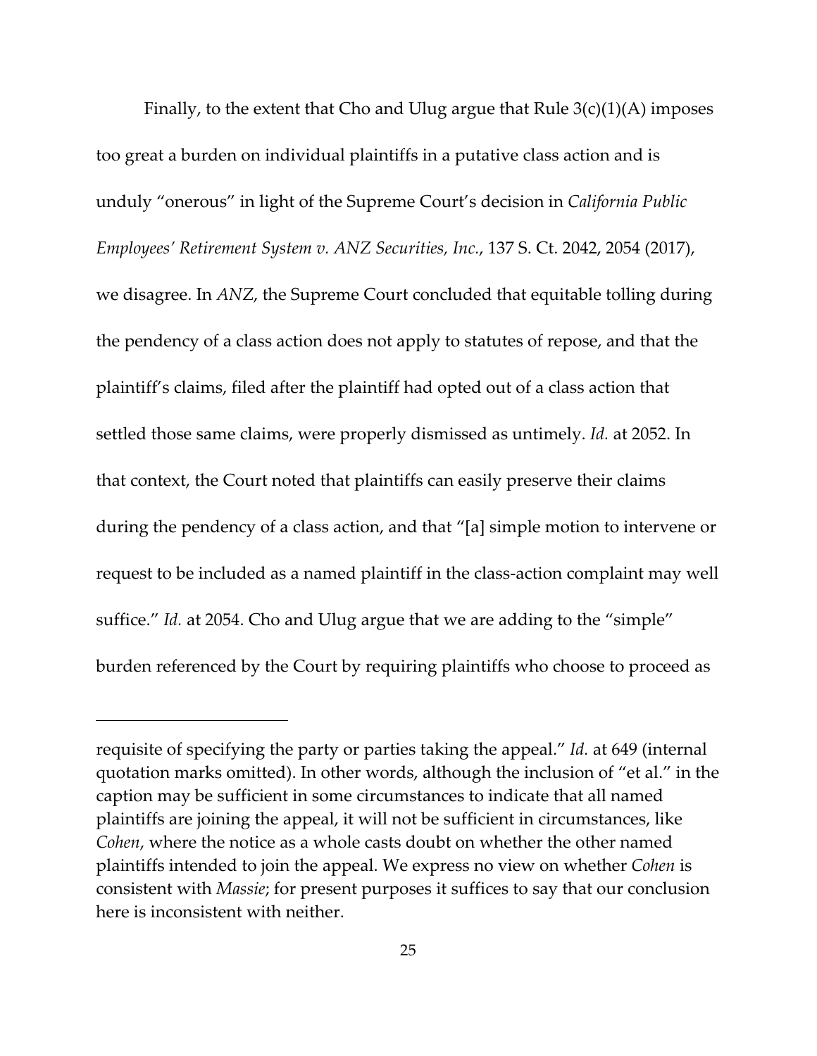Finally, to the extent that Cho and Ulug argue that Rule 3(c)(1)(A) imposes too great a burden on individual plaintiffs in a putative class action and is unduly "onerous" in light of the Supreme Court's decision in *California Public Employees' Retirement System v. ANZ Securities, Inc.*, 137 S. Ct. 2042, 2054 (2017), we disagree. In *ANZ*, the Supreme Court concluded that equitable tolling during the pendency of a class action does not apply to statutes of repose, and that the plaintiff's claims, filed after the plaintiff had opted out of a class action that settled those same claims, were properly dismissed as untimely. *Id.* at 2052. In that context, the Court noted that plaintiffs can easily preserve their claims during the pendency of a class action, and that "[a] simple motion to intervene or request to be included as a named plaintiff in the class-action complaint may well suffice." *Id.* at 2054. Cho and Ulug argue that we are adding to the "simple" burden referenced by the Court by requiring plaintiffs who choose to proceed as

---

requisite of specifying the party or parties taking the appeal." *Id.* at 649 (internal quotation marks omitted). In other words, although the inclusion of "et al." in the caption may be sufficient in some circumstances to indicate that all named plaintiffs are joining the appeal, it will not be sufficient in circumstances, like *Cohen*, where the notice as a whole casts doubt on whether the other named plaintiffs intended to join the appeal. We express no view on whether *Cohen* is consistent with *Massie*; for present purposes it suffices to say that our conclusion here is inconsistent with neither.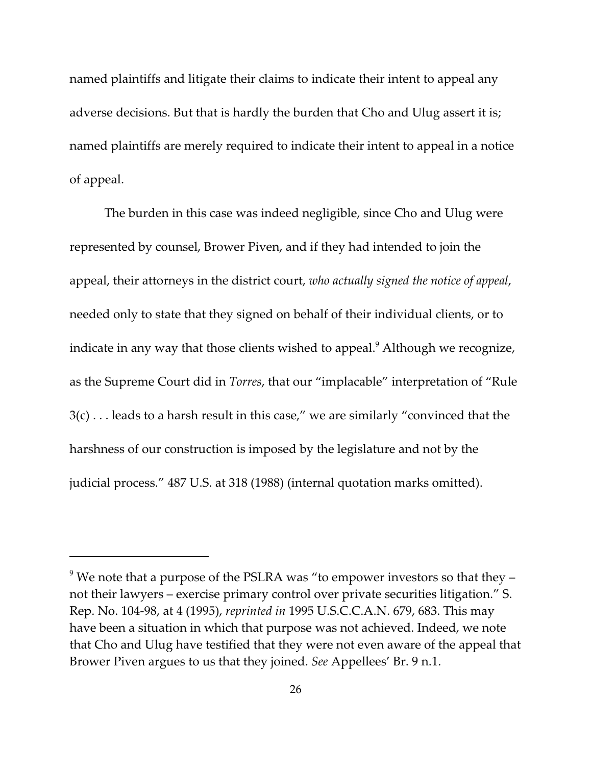named plaintiffs and litigate their claims to indicate their intent to appeal any adverse decisions. But that is hardly the burden that Cho and Ulug assert it is; named plaintiffs are merely required to indicate their intent to appeal in a notice of appeal.

The burden in this case was indeed negligible, since Cho and Ulug were represented by counsel, Brower Piven, and if they had intended to join the appeal, their attorneys in the district court, *who actually signed the notice of appeal*, needed only to state that they signed on behalf of their individual clients, or to indicate in any way that those clients wished to appeal.[9] Although we recognize, as the Supreme Court did in *Torres*, that our "implacable" interpretation of "Rule 3(c) . . . leads to a harsh result in this case," we are similarly "convinced that the harshness of our construction is imposed by the legislature and not by the judicial process." 487 U.S. at 318 (1988) (internal quotation marks omitted).

---

[9] We note that a purpose of the PSLRA was "to empower investors so that they – not their lawyers – exercise primary control over private securities litigation." S. Rep. No. 104-98, at 4 (1995), *reprinted in* 1995 U.S.C.C.A.N. 679, 683. This may have been a situation in which that purpose was not achieved. Indeed, we note that Cho and Ulug have testified that they were not even aware of the appeal that Brower Piven argues to us that they joined. *See* Appellees' Br. 9 n.1.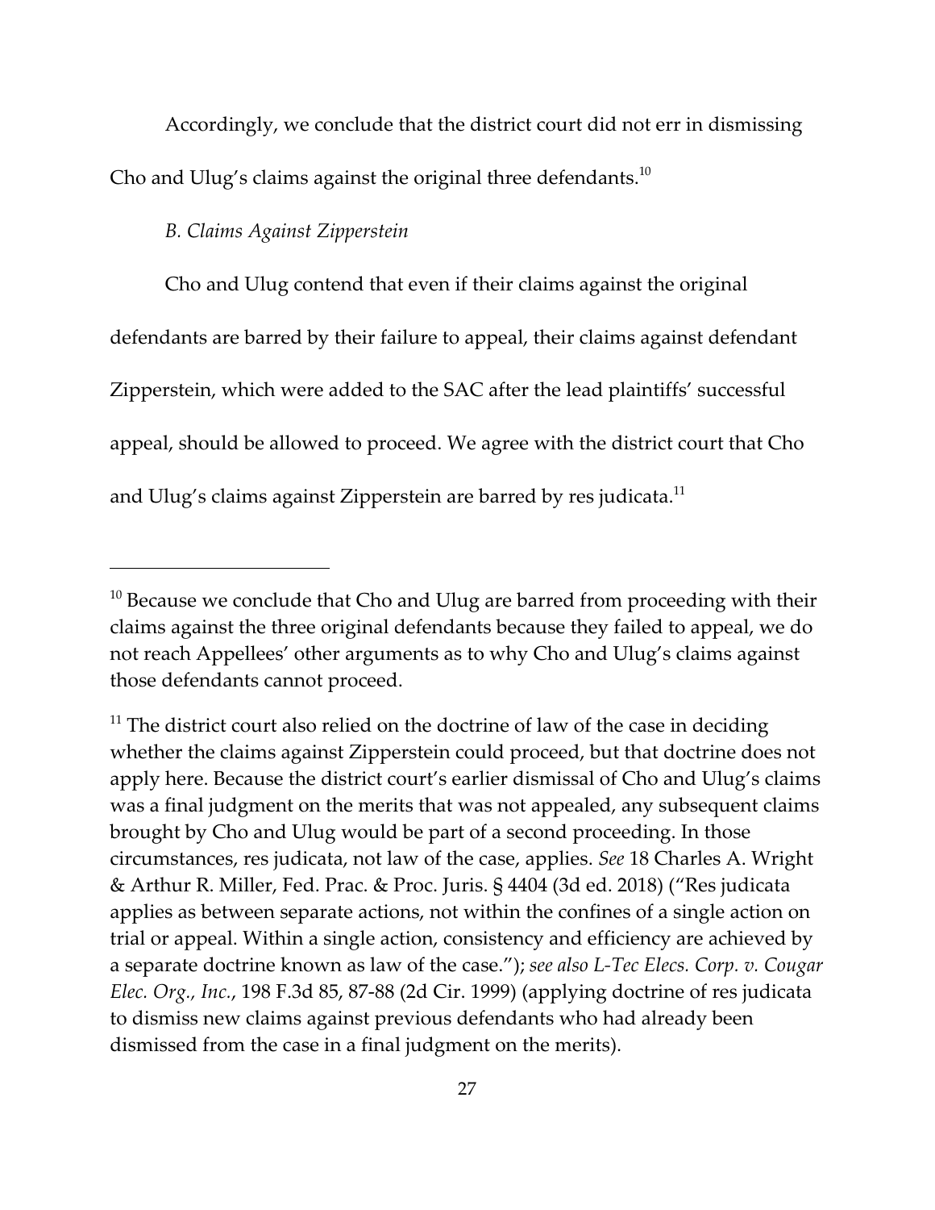Accordingly, we conclude that the district court did not err in dismissing Cho and Ulug's claims against the original three defendants.[10]

*B. Claims Against Zipperstein*

Cho and Ulug contend that even if their claims against the original defendants are barred by their failure to appeal, their claims against defendant Zipperstein, which were added to the SAC after the lead plaintiffs' successful appeal, should be allowed to proceed. We agree with the district court that Cho and Ulug's claims against Zipperstein are barred by res judicata.[11]

---

[10] Because we conclude that Cho and Ulug are barred from proceeding with their claims against the three original defendants because they failed to appeal, we do not reach Appellees' other arguments as to why Cho and Ulug's claims against those defendants cannot proceed.

[11] The district court also relied on the doctrine of law of the case in deciding whether the claims against Zipperstein could proceed, but that doctrine does not apply here. Because the district court's earlier dismissal of Cho and Ulug's claims was a final judgment on the merits that was not appealed, any subsequent claims brought by Cho and Ulug would be part of a second proceeding. In those circumstances, res judicata, not law of the case, applies. *See* 18 Charles A. Wright & Arthur R. Miller, Fed. Prac. & Proc. Juris. § 4404 (3d ed. 2018) ("Res judicata applies as between separate actions, not within the confines of a single action on trial or appeal. Within a single action, consistency and efficiency are achieved by a separate doctrine known as law of the case."); *see also L-Tec Elecs. Corp. v. Cougar Elec. Org., Inc.*, 198 F.3d 85, 87-88 (2d Cir. 1999) (applying doctrine of res judicata to dismiss new claims against previous defendants who had already been dismissed from the case in a final judgment on the merits).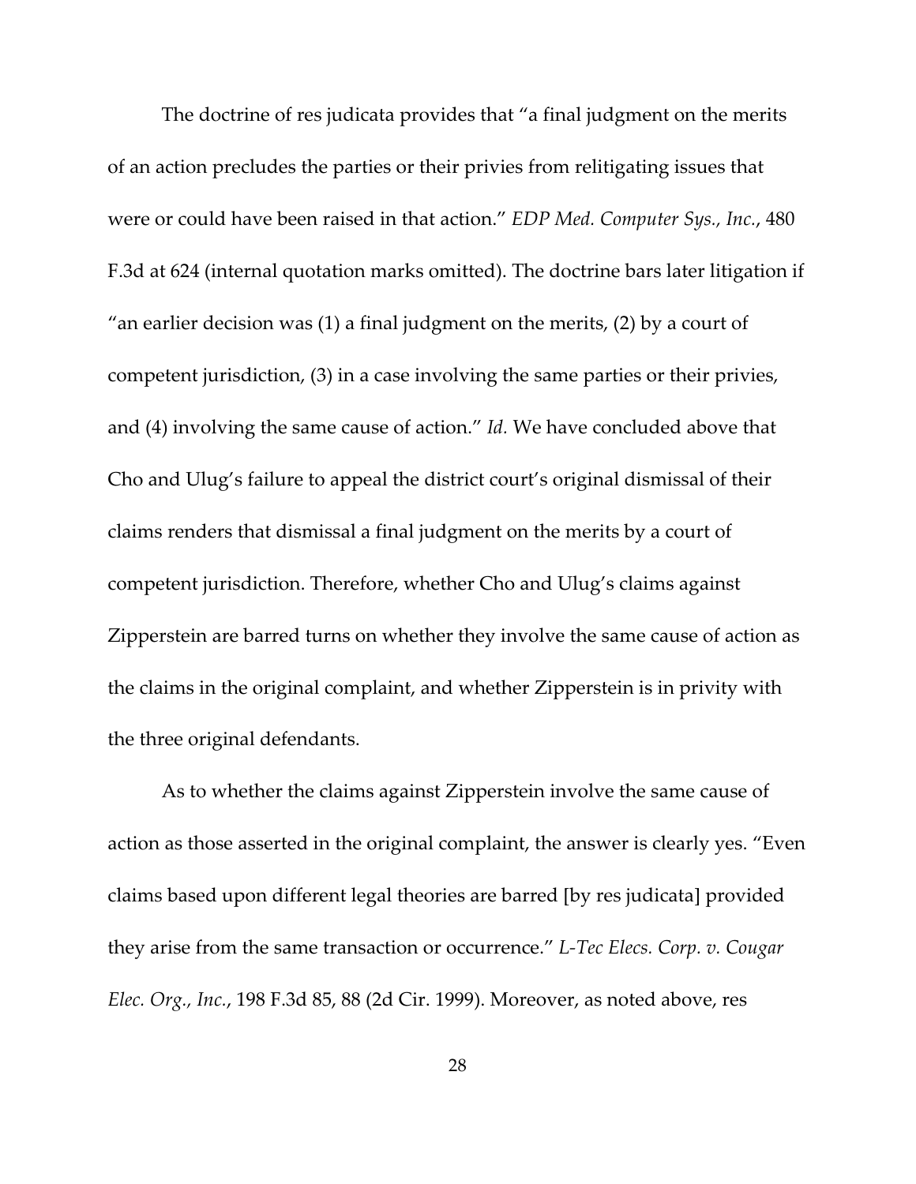The doctrine of res judicata provides that "a final judgment on the merits of an action precludes the parties or their privies from relitigating issues that were or could have been raised in that action." *EDP Med. Computer Sys., Inc.*, 480 F.3d at 624 (internal quotation marks omitted). The doctrine bars later litigation if "an earlier decision was (1) a final judgment on the merits, (2) by a court of competent jurisdiction, (3) in a case involving the same parties or their privies, and (4) involving the same cause of action." *Id.* We have concluded above that Cho and Ulug's failure to appeal the district court's original dismissal of their claims renders that dismissal a final judgment on the merits by a court of competent jurisdiction. Therefore, whether Cho and Ulug's claims against Zipperstein are barred turns on whether they involve the same cause of action as the claims in the original complaint, and whether Zipperstein is in privity with the three original defendants.

As to whether the claims against Zipperstein involve the same cause of action as those asserted in the original complaint, the answer is clearly yes. "Even claims based upon different legal theories are barred [by res judicata] provided they arise from the same transaction or occurrence." *L-Tec Elecs. Corp. v. Cougar Elec. Org., Inc.*, 198 F.3d 85, 88 (2d Cir. 1999). Moreover, as noted above, res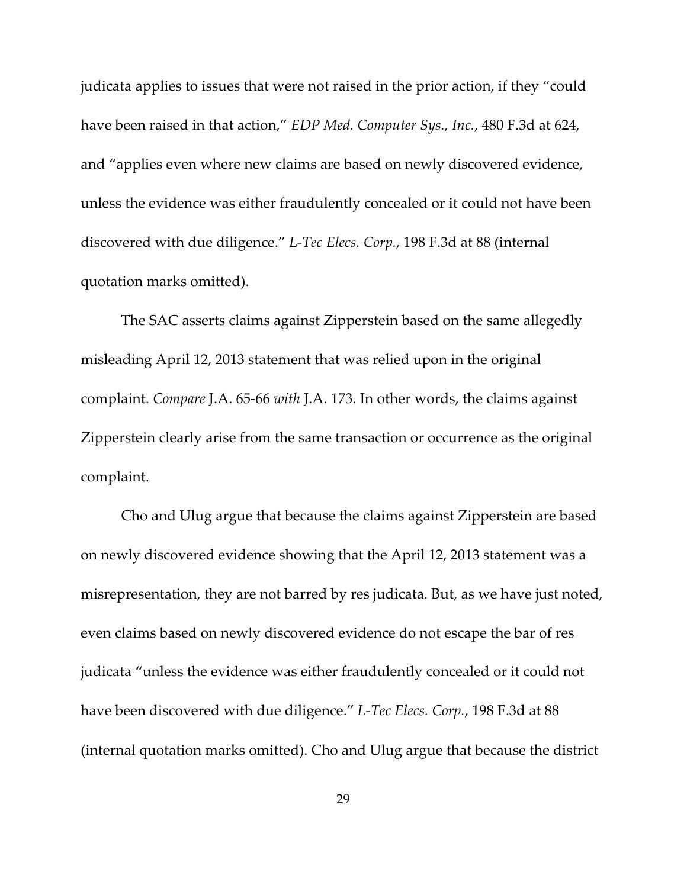judicata applies to issues that were not raised in the prior action, if they "could have been raised in that action," *EDP Med. Computer Sys., Inc.*, 480 F.3d at 624, and "applies even where new claims are based on newly discovered evidence, unless the evidence was either fraudulently concealed or it could not have been discovered with due diligence." *L-Tec Elecs. Corp.*, 198 F.3d at 88 (internal quotation marks omitted).

The SAC asserts claims against Zipperstein based on the same allegedly misleading April 12, 2013 statement that was relied upon in the original complaint. *Compare* J.A. 65-66 *with* J.A. 173. In other words, the claims against Zipperstein clearly arise from the same transaction or occurrence as the original complaint.

Cho and Ulug argue that because the claims against Zipperstein are based on newly discovered evidence showing that the April 12, 2013 statement was a misrepresentation, they are not barred by res judicata. But, as we have just noted, even claims based on newly discovered evidence do not escape the bar of res judicata "unless the evidence was either fraudulently concealed or it could not have been discovered with due diligence." *L-Tec Elecs. Corp.*, 198 F.3d at 88 (internal quotation marks omitted). Cho and Ulug argue that because the district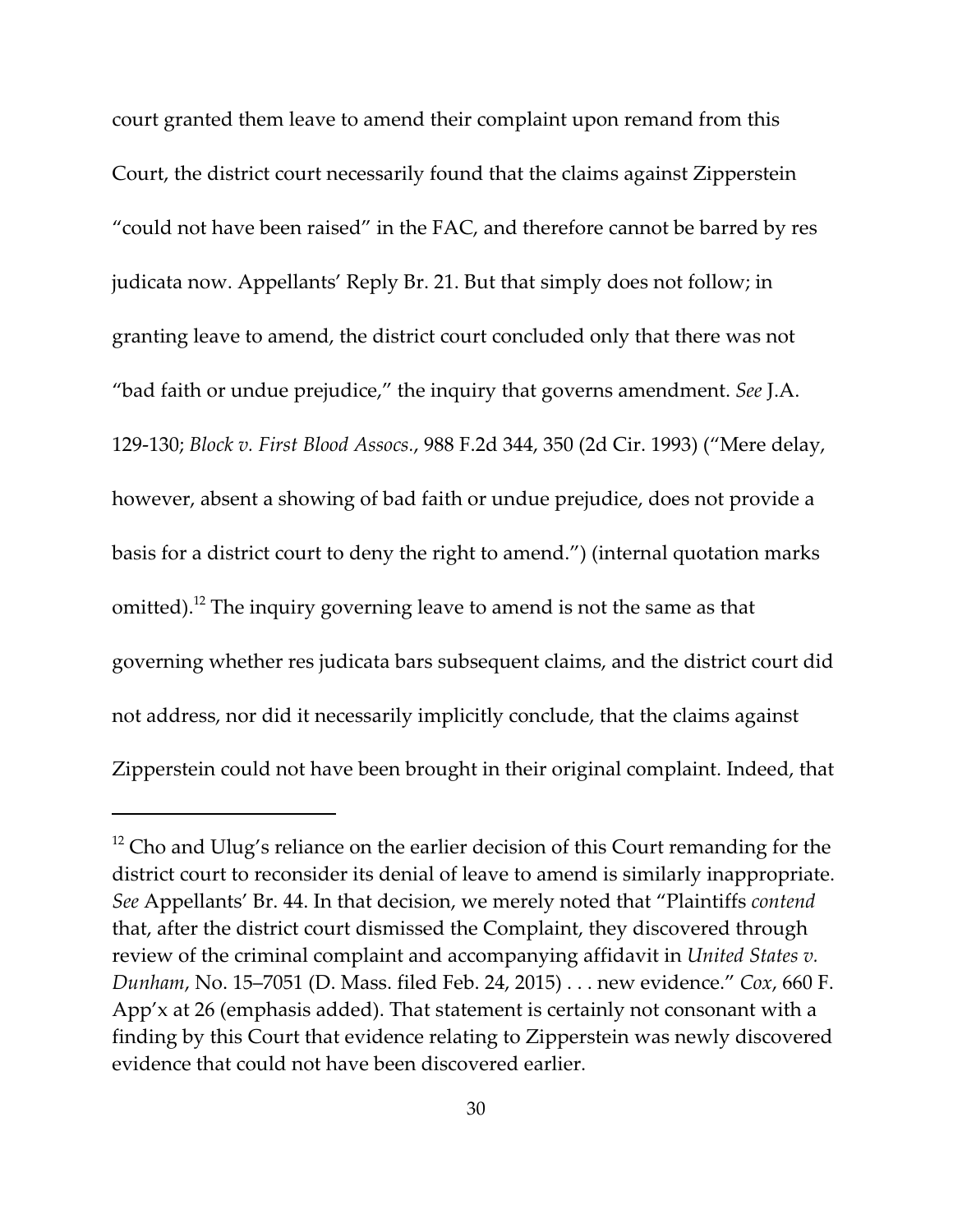court granted them leave to amend their complaint upon remand from this Court, the district court necessarily found that the claims against Zipperstein "could not have been raised" in the FAC, and therefore cannot be barred by res judicata now. Appellants' Reply Br. 21. But that simply does not follow; in granting leave to amend, the district court concluded only that there was not "bad faith or undue prejudice," the inquiry that governs amendment. *See* J.A. 129-130; *Block v. First Blood Assocs.*, 988 F.2d 344, 350 (2d Cir. 1993) ("Mere delay, however, absent a showing of bad faith or undue prejudice, does not provide a basis for a district court to deny the right to amend.") (internal quotation marks omitted).[12] The inquiry governing leave to amend is not the same as that governing whether res judicata bars subsequent claims, and the district court did not address, nor did it necessarily implicitly conclude, that the claims against Zipperstein could not have been brought in their original complaint. Indeed, that

---

[12] Cho and Ulug's reliance on the earlier decision of this Court remanding for the district court to reconsider its denial of leave to amend is similarly inappropriate. *See* Appellants' Br. 44. In that decision, we merely noted that "Plaintiffs *contend* that, after the district court dismissed the Complaint, they discovered through review of the criminal complaint and accompanying affidavit in *United States v. Dunham*, No. 15–7051 (D. Mass. filed Feb. 24, 2015) . . . new evidence." *Cox*, 660 F. App'x at 26 (emphasis added). That statement is certainly not consonant with a finding by this Court that evidence relating to Zipperstein was newly discovered evidence that could not have been discovered earlier.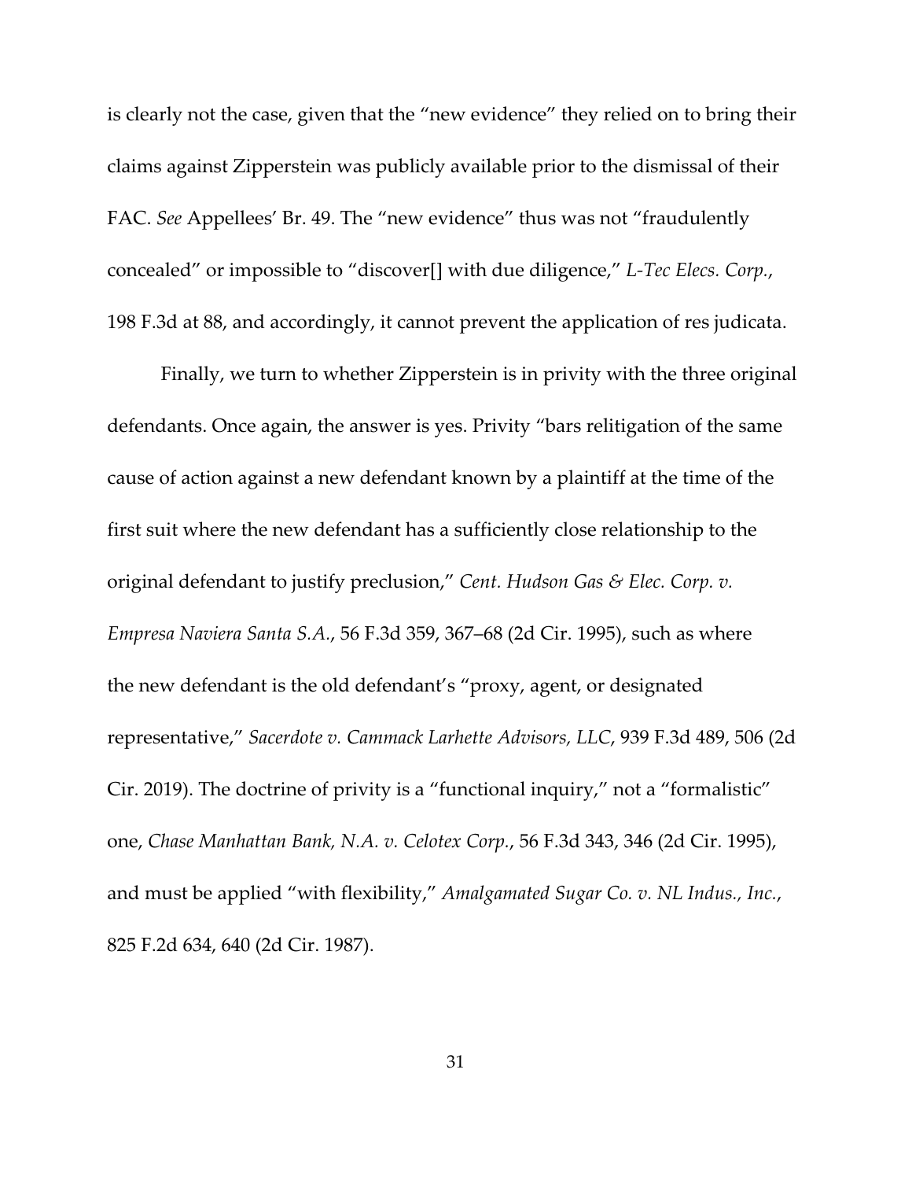is clearly not the case, given that the "new evidence" they relied on to bring their claims against Zipperstein was publicly available prior to the dismissal of their FAC. *See* Appellees' Br. 49. The "new evidence" thus was not "fraudulently concealed" or impossible to "discover[] with due diligence," *L-Tec Elecs. Corp.*, 198 F.3d at 88, and accordingly, it cannot prevent the application of res judicata.

Finally, we turn to whether Zipperstein is in privity with the three original defendants. Once again, the answer is yes. Privity "bars relitigation of the same cause of action against a new defendant known by a plaintiff at the time of the first suit where the new defendant has a sufficiently close relationship to the original defendant to justify preclusion," *Cent. Hudson Gas & Elec. Corp. v. Empresa Naviera Santa S.A.*, 56 F.3d 359, 367–68 (2d Cir. 1995), such as where the new defendant is the old defendant's "proxy, agent, or designated representative," *Sacerdote v. Cammack Larhette Advisors, LLC*, 939 F.3d 489, 506 (2d Cir. 2019). The doctrine of privity is a "functional inquiry," not a "formalistic" one, *Chase Manhattan Bank, N.A. v. Celotex Corp.*, 56 F.3d 343, 346 (2d Cir. 1995), and must be applied "with flexibility," *Amalgamated Sugar Co. v. NL Indus., Inc.*, 825 F.2d 634, 640 (2d Cir. 1987).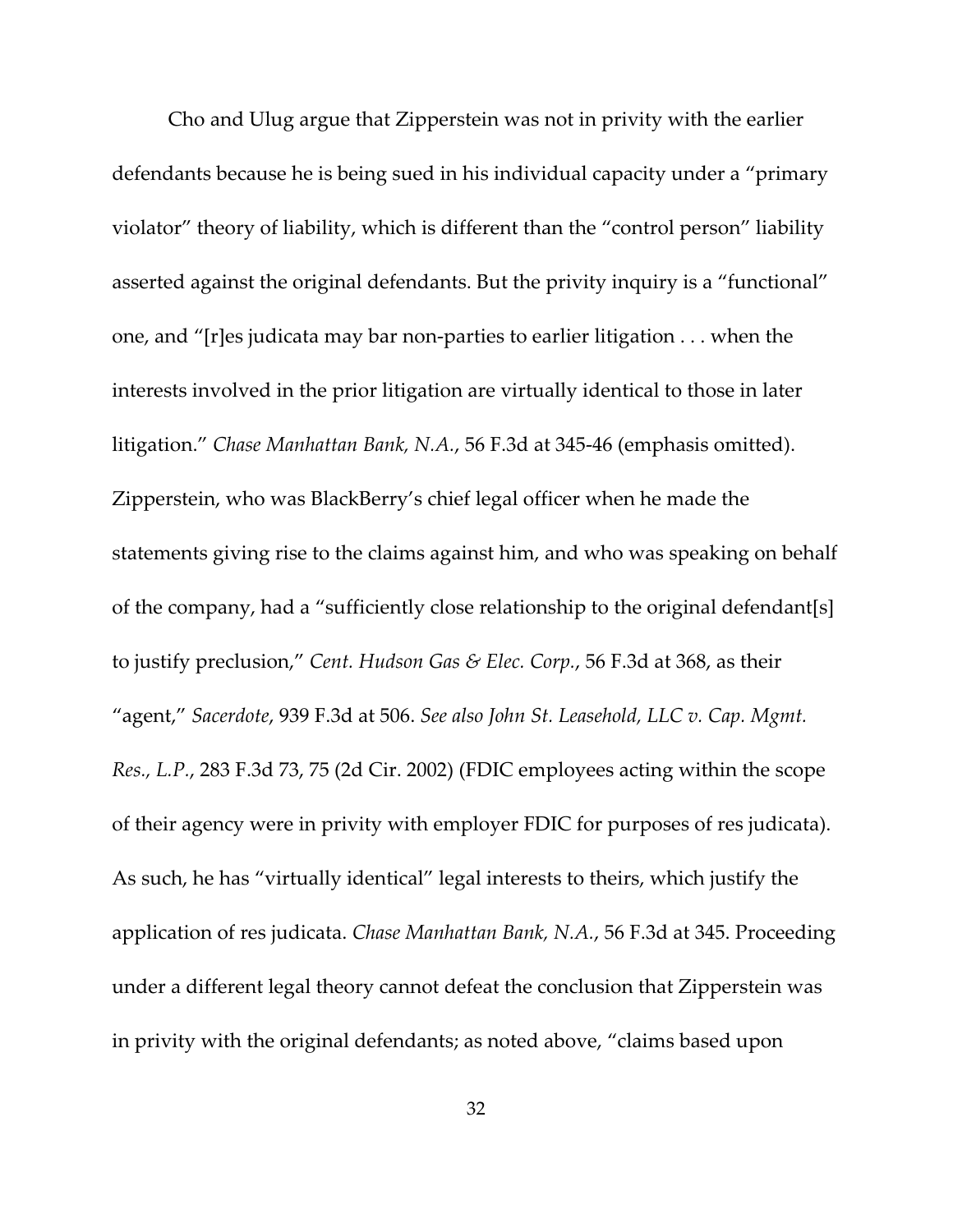Cho and Ulug argue that Zipperstein was not in privity with the earlier defendants because he is being sued in his individual capacity under a "primary violator" theory of liability, which is different than the "control person" liability asserted against the original defendants. But the privity inquiry is a "functional" one, and "[r]es judicata may bar non-parties to earlier litigation . . . when the interests involved in the prior litigation are virtually identical to those in later litigation." *Chase Manhattan Bank, N.A.*, 56 F.3d at 345-46 (emphasis omitted). Zipperstein, who was BlackBerry's chief legal officer when he made the statements giving rise to the claims against him, and who was speaking on behalf of the company, had a "sufficiently close relationship to the original defendant[s] to justify preclusion," *Cent. Hudson Gas & Elec. Corp.*, 56 F.3d at 368, as their "agent," *Sacerdote*, 939 F.3d at 506. *See also John St. Leasehold, LLC v. Cap. Mgmt. Res., L.P.*, 283 F.3d 73, 75 (2d Cir. 2002) (FDIC employees acting within the scope of their agency were in privity with employer FDIC for purposes of res judicata). As such, he has "virtually identical" legal interests to theirs, which justify the application of res judicata. *Chase Manhattan Bank, N.A.*, 56 F.3d at 345. Proceeding under a different legal theory cannot defeat the conclusion that Zipperstein was in privity with the original defendants; as noted above, "claims based upon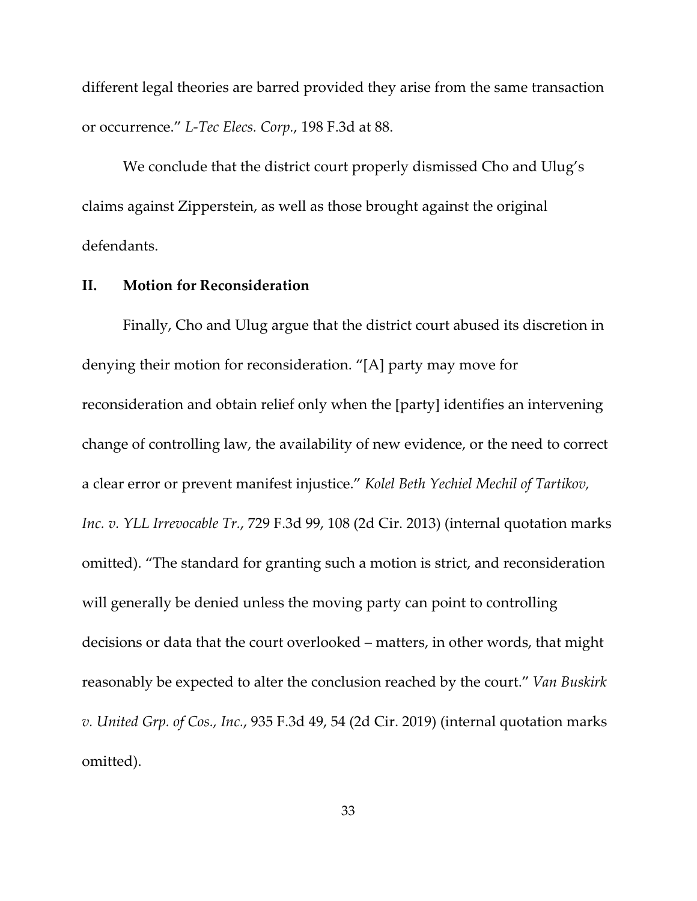different legal theories are barred provided they arise from the same transaction or occurrence." *L-Tec Elecs. Corp.*, 198 F.3d at 88.

We conclude that the district court properly dismissed Cho and Ulug's claims against Zipperstein, as well as those brought against the original defendants.

## II. Motion for Reconsideration

Finally, Cho and Ulug argue that the district court abused its discretion in denying their motion for reconsideration. "[A] party may move for reconsideration and obtain relief only when the [party] identifies an intervening change of controlling law, the availability of new evidence, or the need to correct a clear error or prevent manifest injustice." *Kolel Beth Yechiel Mechil of Tartikov, Inc. v. YLL Irrevocable Tr.*, 729 F.3d 99, 108 (2d Cir. 2013) (internal quotation marks omitted). "The standard for granting such a motion is strict, and reconsideration will generally be denied unless the moving party can point to controlling decisions or data that the court overlooked – matters, in other words, that might reasonably be expected to alter the conclusion reached by the court." *Van Buskirk v. United Grp. of Cos., Inc.*, 935 F.3d 49, 54 (2d Cir. 2019) (internal quotation marks omitted).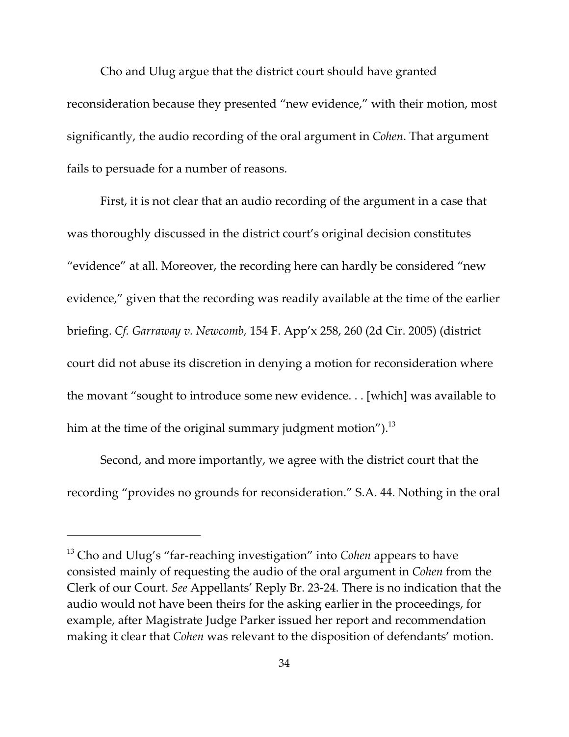Cho and Ulug argue that the district court should have granted reconsideration because they presented "new evidence," with their motion, most significantly, the audio recording of the oral argument in *Cohen*. That argument fails to persuade for a number of reasons.

First, it is not clear that an audio recording of the argument in a case that was thoroughly discussed in the district court's original decision constitutes "evidence" at all. Moreover, the recording here can hardly be considered "new evidence," given that the recording was readily available at the time of the earlier briefing. *Cf. Garraway v. Newcomb,* 154 F. App'x 258, 260 (2d Cir. 2005) (district court did not abuse its discretion in denying a motion for reconsideration where the movant "sought to introduce some new evidence. . . [which] was available to him at the time of the original summary judgment motion").[13]

Second, and more importantly, we agree with the district court that the recording "provides no grounds for reconsideration." S.A. 44. Nothing in the oral

---

[13] Cho and Ulug's "far-reaching investigation" into *Cohen* appears to have consisted mainly of requesting the audio of the oral argument in *Cohen* from the Clerk of our Court. *See* Appellants' Reply Br. 23-24. There is no indication that the audio would not have been theirs for the asking earlier in the proceedings, for example, after Magistrate Judge Parker issued her report and recommendation making it clear that *Cohen* was relevant to the disposition of defendants' motion.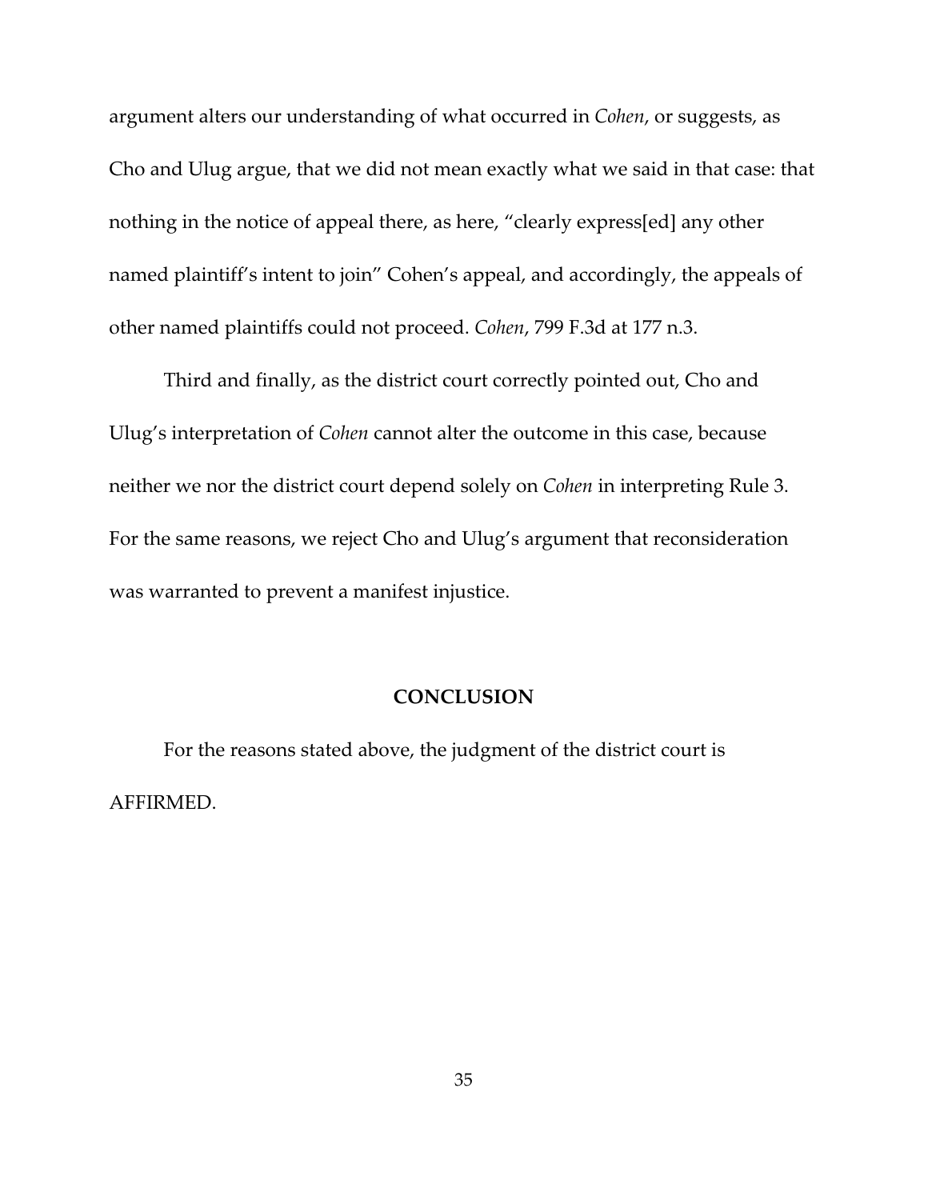argument alters our understanding of what occurred in *Cohen*, or suggests, as Cho and Ulug argue, that we did not mean exactly what we said in that case: that nothing in the notice of appeal there, as here, "clearly express[ed] any other named plaintiff's intent to join" Cohen's appeal, and accordingly, the appeals of other named plaintiffs could not proceed. *Cohen*, 799 F.3d at 177 n.3.

Third and finally, as the district court correctly pointed out, Cho and Ulug's interpretation of *Cohen* cannot alter the outcome in this case, because neither we nor the district court depend solely on *Cohen* in interpreting Rule 3. For the same reasons, we reject Cho and Ulug's argument that reconsideration was warranted to prevent a manifest injustice.

## CONCLUSION

For the reasons stated above, the judgment of the district court is AFFIRMED.